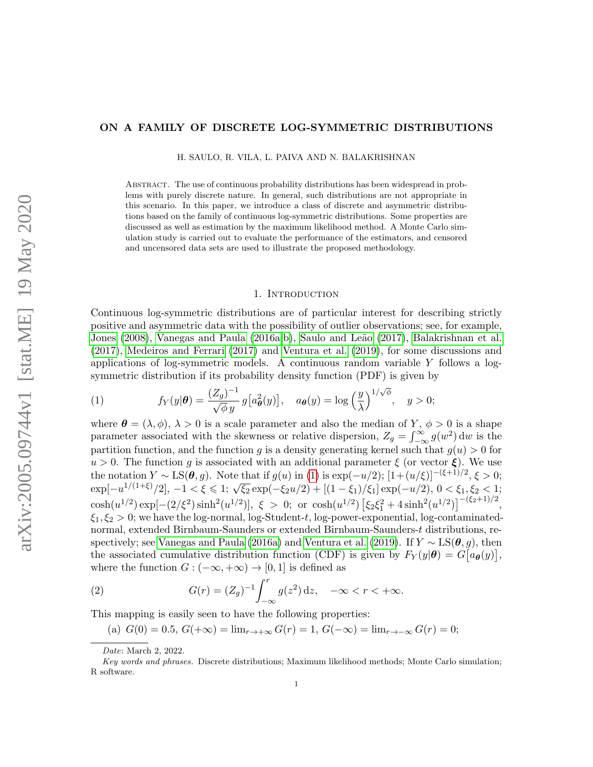# ON A FAMILY OF DISCRETE LOG-SYMMETRIC DISTRIBUTIONS

H. SAULO, R. VILA, L. PAIVA AND N. BALAKRISHNAN

ABSTRACT. The use of continuous probability distributions has been widespread in problems with purely discrete nature. In general, such distributions are not appropriate in this scenario. In this paper, we introduce a class of discrete and asymmetric distributions based on the family of continuous log-symmetric distributions. Some properties are discussed as well as estimation by the maximum likelihood method. A Monte Carlo simulation study is carried out to evaluate the performance of the estimators, and censored and uncensored data sets are used to illustrate the proposed methodology.

## 1. INTRODUCTION

Continuous log-symmetric distributions are of particular interest for describing strictly positive and asymmetric data with the possibility of outlier observations; see, for example, Jones (2008), Vanegas and Paula (2016a,b), Saulo and Leão (2017), Balakrishnan et al. (2017), Medeiros and Ferrari (2017) and Ventura et al. (2019), for some discussions and applications of log-symmetric models. A continuous random variable $Y$ follows a log-symmetric distribution if its probability density function (PDF) is given by

$$f_Y(y|\boldsymbol{\theta}) = \frac{(Z_g)^{-1}}{\sqrt{\phi}\, y}\, g\big[a^2_{\boldsymbol{\theta}}(y)\big], \quad a_{\boldsymbol{\theta}}(y) = \log\Big(\frac{y}{\lambda}\Big)^{1/\sqrt{\phi}}, \quad y > 0; \tag{1}$$

where $\boldsymbol{\theta} = (\lambda, \phi)$, $\lambda > 0$ is a scale parameter and also the median of $Y$, $\phi > 0$ is a shape parameter associated with the skewness or relative dispersion, $Z_g = \int_{-\infty}^{\infty} g(w^2)\,\mathrm{d}w$ is the partition function, and the function $g$ is a density generating kernel such that $g(u) > 0$ for $u > 0$. The function $g$ is associated with an additional parameter $\xi$ (or vector $\boldsymbol{\xi}$). We use the notation $Y \sim \mathrm{LS}(\boldsymbol{\theta}, g)$. Note that if $g(u)$ in (1) is $\exp(-u/2)$; $[1+(u/\xi)]^{-(\xi+1)/2}$, $\xi > 0$; $\exp[-u^{1/(1+\xi)}/2]$, $-1 < \xi \leqslant 1$; $\sqrt{\xi_2}\exp(-\xi_2 u/2) + [(1-\xi_1)/\xi_1]\exp(-u/2)$, $0 < \xi_1, \xi_2 < 1$; $\cosh(u^{1/2})\exp[-(2/\xi^2)\sinh^2(u^{1/2})]$, $\xi > 0$; or $\cosh(u^{1/2})\,\big[\xi_2\xi_1^2 + 4\sinh^2(u^{1/2})\big]^{-(\xi_2+1)/2}$, $\xi_1, \xi_2 > 0$; we have the log-normal, log-Student-$t$, log-power-exponential, log-contaminated-normal, extended Birnbaum-Saunders or extended Birnbaum-Saunders-$t$ distributions, respectively; see Vanegas and Paula (2016a) and Ventura et al. (2019). If $Y \sim \mathrm{LS}(\boldsymbol{\theta}, g)$, then the associated cumulative distribution function (CDF) is given by $F_Y(y|\boldsymbol{\theta}) = G\big[a_{\boldsymbol{\theta}}(y)\big]$, where the function $G : (-\infty, +\infty) \to [0, 1]$ is defined as

$$G(r) = (Z_g)^{-1}\int_{-\infty}^{r} g(z^2)\,\mathrm{d}z, \quad -\infty < r < +\infty. \tag{2}$$

This mapping is easily seen to have the following properties:

(a) $G(0) = 0.5$, $G(+\infty) = \lim_{r\to+\infty} G(r) = 1$, $G(-\infty) = \lim_{r\to-\infty} G(r) = 0$;

*Date*: March 2, 2022.

*Key words and phrases.* Discrete distributions; Maximum likelihood methods; Monte Carlo simulation; R software.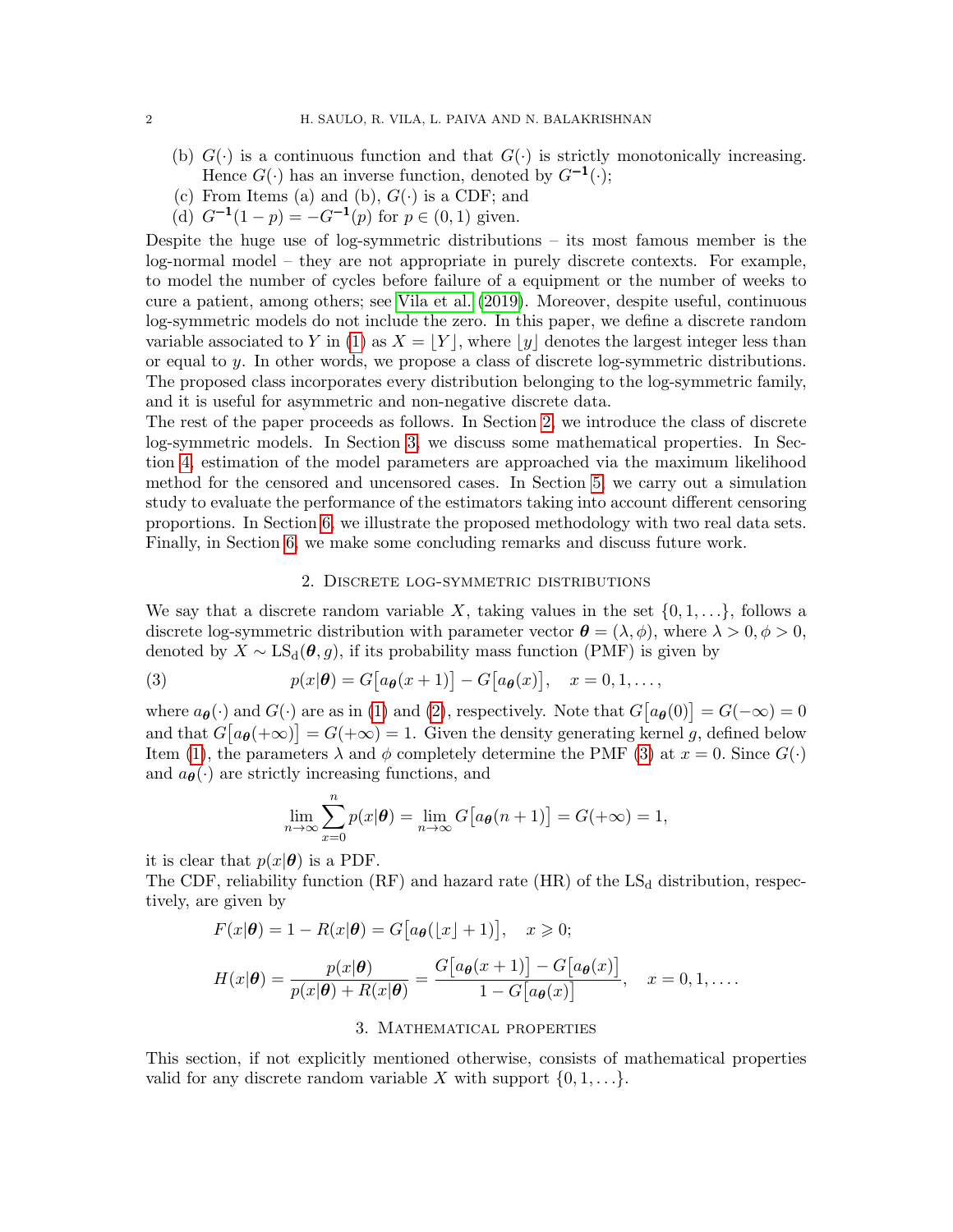(b) $G(\cdot)$ is a continuous function and that $G(\cdot)$ is strictly monotonically increasing. Hence $G(\cdot)$ has an inverse function, denoted by $G^{-1}(\cdot)$;

(c) From Items (a) and (b), $G(\cdot)$ is a CDF; and

(d) $G^{-1}(1-p) = -G^{-1}(p)$ for $p \in (0,1)$ given.

Despite the huge use of log-symmetric distributions – its most famous member is the log-normal model – they are not appropriate in purely discrete contexts. For example, to model the number of cycles before failure of a equipment or the number of weeks to cure a patient, among others; see Vila et al. (2019). Moreover, despite useful, continuous log-symmetric models do not include the zero. In this paper, we define a discrete random variable associated to $Y$ in (1) as $X = \lfloor Y \rfloor$, where $\lfloor y \rfloor$ denotes the largest integer less than or equal to $y$. In other words, we propose a class of discrete log-symmetric distributions. The proposed class incorporates every distribution belonging to the log-symmetric family, and it is useful for asymmetric and non-negative discrete data.

The rest of the paper proceeds as follows. In Section 2, we introduce the class of discrete log-symmetric models. In Section 3, we discuss some mathematical properties. In Section 4, estimation of the model parameters are approached via the maximum likelihood method for the censored and uncensored cases. In Section 5, we carry out a simulation study to evaluate the performance of the estimators taking into account different censoring proportions. In Section 6, we illustrate the proposed methodology with two real data sets. Finally, in Section 6, we make some concluding remarks and discuss future work.

## 2. Discrete log-symmetric distributions

We say that a discrete random variable $X$, taking values in the set $\{0, 1, \ldots\}$, follows a discrete log-symmetric distribution with parameter vector $\boldsymbol{\theta} = (\lambda, \phi)$, where $\lambda > 0, \phi > 0$, denoted by $X \sim \mathrm{LS_d}(\boldsymbol{\theta}, g)$, if its probability mass function (PMF) is given by

$$
p(x|\boldsymbol{\theta}) = G\big[a_{\boldsymbol{\theta}}(x+1)\big] - G\big[a_{\boldsymbol{\theta}}(x)\big], \quad x = 0, 1, \ldots, \tag{3}
$$

where $a_{\boldsymbol{\theta}}(\cdot)$ and $G(\cdot)$ are as in (1) and (2), respectively. Note that $G\big[a_{\boldsymbol{\theta}}(0)\big] = G(-\infty) = 0$ and that $G\big[a_{\boldsymbol{\theta}}(+\infty)\big] = G(+\infty) = 1$. Given the density generating kernel $g$, defined below Item (1), the parameters $\lambda$ and $\phi$ completely determine the PMF (3) at $x = 0$. Since $G(\cdot)$ and $a_{\boldsymbol{\theta}}(\cdot)$ are strictly increasing functions, and

$$
\lim_{n\to\infty} \sum_{x=0}^{n} p(x|\boldsymbol{\theta}) = \lim_{n\to\infty} G\big[a_{\boldsymbol{\theta}}(n+1)\big] = G(+\infty) = 1,
$$

it is clear that $p(x|\boldsymbol{\theta})$ is a PDF.

The CDF, reliability function (RF) and hazard rate (HR) of the $\mathrm{LS_d}$ distribution, respectively, are given by

$$
F(x|\boldsymbol{\theta}) = 1 - R(x|\boldsymbol{\theta}) = G\big[a_{\boldsymbol{\theta}}(\lfloor x \rfloor + 1)\big], \quad x \geqslant 0;
$$

$$
H(x|\boldsymbol{\theta}) = \frac{p(x|\boldsymbol{\theta})}{p(x|\boldsymbol{\theta}) + R(x|\boldsymbol{\theta})} = \frac{G\big[a_{\boldsymbol{\theta}}(x+1)\big] - G\big[a_{\boldsymbol{\theta}}(x)\big]}{1 - G\big[a_{\boldsymbol{\theta}}(x)\big]}, \quad x = 0, 1, \ldots.
$$

## 3. Mathematical properties

This section, if not explicitly mentioned otherwise, consists of mathematical properties valid for any discrete random variable $X$ with support $\{0, 1, \ldots\}$.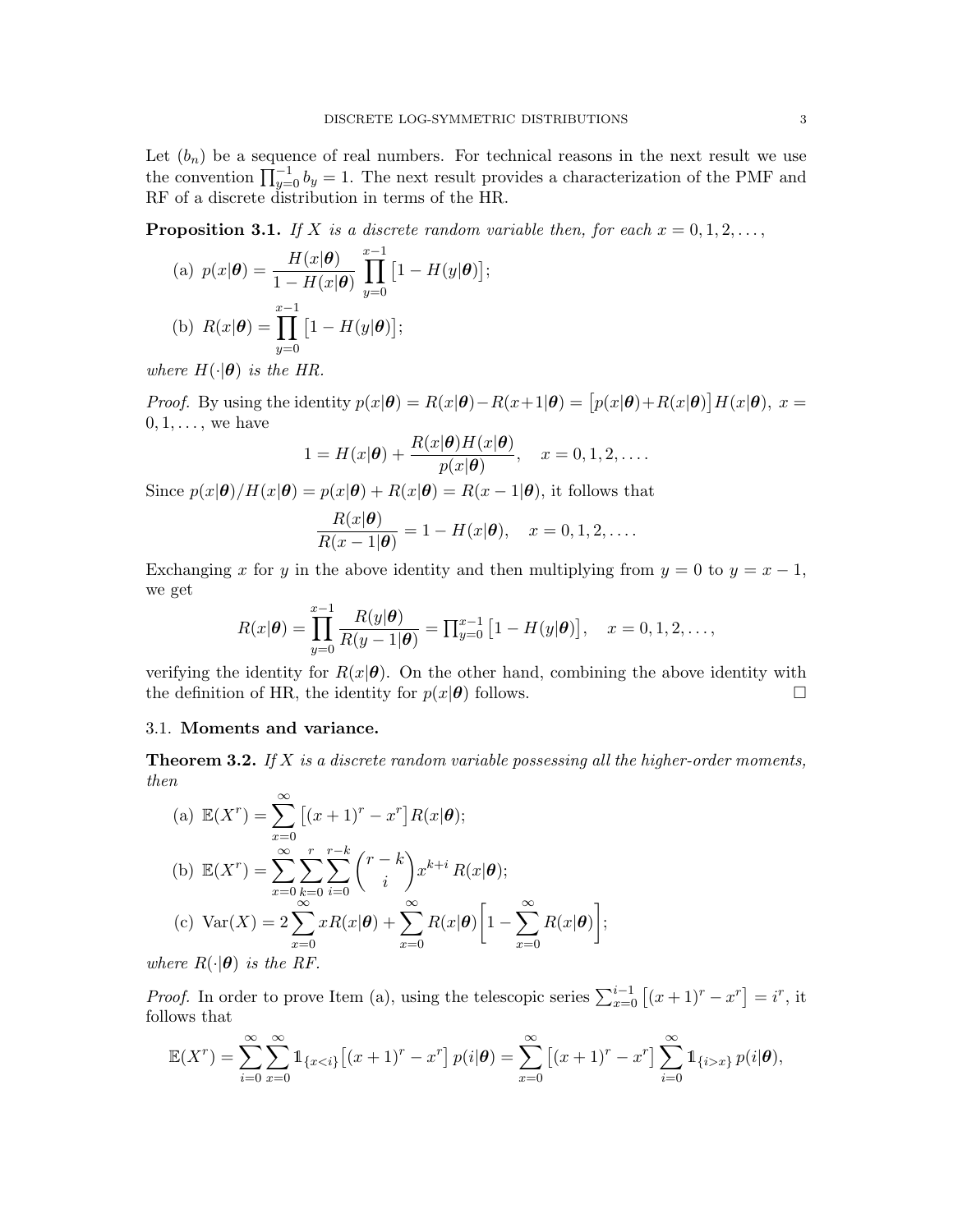Let $(b_n)$ be a sequence of real numbers. For technical reasons in the next result we use the convention $\prod_{y=0}^{-1} b_y = 1$. The next result provides a characterization of the PMF and RF of a discrete distribution in terms of the HR.

**Proposition 3.1.** *If $X$ is a discrete random variable then, for each $x = 0, 1, 2, \ldots,$*

(a) $p(x|\boldsymbol{\theta}) = \dfrac{H(x|\boldsymbol{\theta})}{1 - H(x|\boldsymbol{\theta})} \displaystyle\prod_{y=0}^{x-1} \big[1 - H(y|\boldsymbol{\theta})\big];$

(b) $R(x|\boldsymbol{\theta}) = \displaystyle\prod_{y=0}^{x-1} \big[1 - H(y|\boldsymbol{\theta})\big];$

*where $H(\cdot|\boldsymbol{\theta})$ is the HR.*

*Proof.* By using the identity $p(x|\boldsymbol{\theta}) = R(x|\boldsymbol{\theta}) - R(x+1|\boldsymbol{\theta}) = \big[p(x|\boldsymbol{\theta}) + R(x|\boldsymbol{\theta})\big] H(x|\boldsymbol{\theta})$, $x = 0, 1, \ldots,$ we have

$$1 = H(x|\boldsymbol{\theta}) + \frac{R(x|\boldsymbol{\theta}) H(x|\boldsymbol{\theta})}{p(x|\boldsymbol{\theta})}, \quad x = 0, 1, 2, \ldots.$$

Since $p(x|\boldsymbol{\theta})/H(x|\boldsymbol{\theta}) = p(x|\boldsymbol{\theta}) + R(x|\boldsymbol{\theta}) = R(x-1|\boldsymbol{\theta})$, it follows that

$$\frac{R(x|\boldsymbol{\theta})}{R(x-1|\boldsymbol{\theta})} = 1 - H(x|\boldsymbol{\theta}), \quad x = 0, 1, 2, \ldots.$$

Exchanging $x$ for $y$ in the above identity and then multiplying from $y = 0$ to $y = x - 1$, we get

$$R(x|\boldsymbol{\theta}) = \prod_{y=0}^{x-1} \frac{R(y|\boldsymbol{\theta})}{R(y-1|\boldsymbol{\theta})} = \textstyle\prod_{y=0}^{x-1} \big[1 - H(y|\boldsymbol{\theta})\big], \quad x = 0, 1, 2, \ldots,$$

verifying the identity for $R(x|\boldsymbol{\theta})$. On the other hand, combining the above identity with the definition of HR, the identity for $p(x|\boldsymbol{\theta})$ follows. □

### 3.1. Moments and variance.

**Theorem 3.2.** *If $X$ is a discrete random variable possessing all the higher-order moments, then*

(a) $\mathbb{E}(X^r) = \displaystyle\sum_{x=0}^{\infty} \big[(x+1)^r - x^r\big] R(x|\boldsymbol{\theta});$

(b) $\mathbb{E}(X^r) = \displaystyle\sum_{x=0}^{\infty} \sum_{k=0}^{r} \sum_{i=0}^{r-k} \binom{r-k}{i} x^{k+i} R(x|\boldsymbol{\theta});$

(c) $\mathrm{Var}(X) = 2\displaystyle\sum_{x=0}^{\infty} x R(x|\boldsymbol{\theta}) + \sum_{x=0}^{\infty} R(x|\boldsymbol{\theta}) \Big[1 - \sum_{x=0}^{\infty} R(x|\boldsymbol{\theta})\Big];$

*where $R(\cdot|\boldsymbol{\theta})$ is the RF.*

*Proof.* In order to prove Item (a), using the telescopic series $\sum_{x=0}^{i-1} \big[(x+1)^r - x^r\big] = i^r$, it follows that

$$\mathbb{E}(X^r) = \sum_{i=0}^{\infty} \sum_{x=0}^{\infty} \mathbb{1}_{\{x<i\}} \big[(x+1)^r - x^r\big]\, p(i|\boldsymbol{\theta}) = \sum_{x=0}^{\infty} \big[(x+1)^r - x^r\big] \sum_{i=0}^{\infty} \mathbb{1}_{\{i>x\}}\, p(i|\boldsymbol{\theta}),$$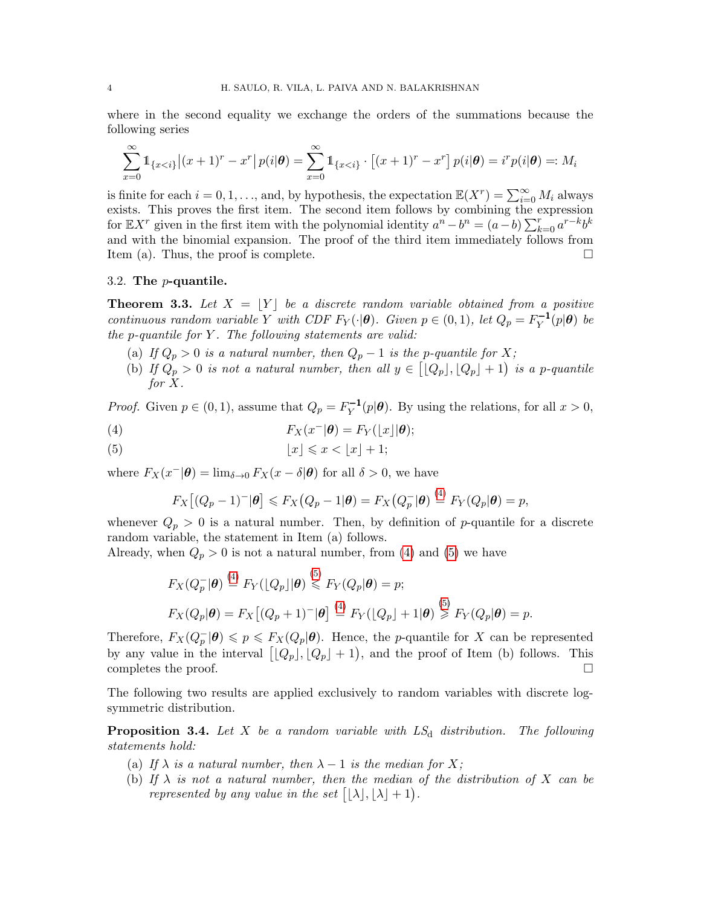where in the second equality we exchange the orders of the summations because the following series

$$\sum_{x=0}^{\infty} \mathbb{1}_{\{x<i\}} \big|(x+1)^r - x^r\big|\, p(i|\boldsymbol{\theta}) = \sum_{x=0}^{\infty} \mathbb{1}_{\{x<i\}} \cdot \big[(x+1)^r - x^r\big]\, p(i|\boldsymbol{\theta}) = i^r p(i|\boldsymbol{\theta}) =: M_i$$

is finite for each $i = 0, 1, \ldots$, and, by hypothesis, the expectation $\mathbb{E}(X^r) = \sum_{i=0}^{\infty} M_i$ always exists. This proves the first item. The second item follows by combining the expression for $\mathbb{E}X^r$ given in the first item with the polynomial identity $a^n - b^n = (a-b)\sum_{k=0}^{r} a^{r-k}b^k$ and with the binomial expansion. The proof of the third item immediately follows from Item (a). Thus, the proof is complete. □

### 3.2. The $p$-quantile.

**Theorem 3.3.** *Let $X = \lfloor Y \rfloor$ be a discrete random variable obtained from a positive continuous random variable $Y$ with CDF $F_Y(\cdot|\boldsymbol{\theta})$. Given $p \in (0,1)$, let $Q_p = F_Y^{-1}(p|\boldsymbol{\theta})$ be the $p$-quantile for $Y$. The following statements are valid:*

(a) *If $Q_p > 0$ is a natural number, then $Q_p - 1$ is the $p$-quantile for $X$;*
(b) *If $Q_p > 0$ is not a natural number, then all $y \in \big[\lfloor Q_p \rfloor, \lfloor Q_p \rfloor + 1\big)$ is a $p$-quantile for $X$.*

*Proof.* Given $p \in (0,1)$, assume that $Q_p = F_Y^{-1}(p|\boldsymbol{\theta})$. By using the relations, for all $x > 0$,

$$F_X(x^-|\boldsymbol{\theta}) = F_Y(\lfloor x \rfloor|\boldsymbol{\theta}); \tag{4}$$

$$\lfloor x \rfloor \leqslant x < \lfloor x \rfloor + 1; \tag{5}$$

where $F_X(x^-|\boldsymbol{\theta}) = \lim_{\delta\to 0} F_X(x-\delta|\boldsymbol{\theta})$ for all $\delta > 0$, we have

$$F_X\big[(Q_p-1)^-|\boldsymbol{\theta}\big] \leqslant F_X\big(Q_p - 1|\boldsymbol{\theta}\big) = F_X\big(Q_p^-|\boldsymbol{\theta}\big) \overset{(4)}{=} F_Y(Q_p|\boldsymbol{\theta}) = p,$$

whenever $Q_p > 0$ is a natural number. Then, by definition of $p$-quantile for a discrete random variable, the statement in Item (a) follows.
Already, when $Q_p > 0$ is not a natural number, from (4) and (5) we have

$$F_X(Q_p^-|\boldsymbol{\theta}) \overset{(4)}{=} F_Y(\lfloor Q_p \rfloor|\boldsymbol{\theta}) \overset{(5)}{\leqslant} F_Y(Q_p|\boldsymbol{\theta}) = p;$$

$$F_X(Q_p|\boldsymbol{\theta}) = F_X\big[(Q_p+1)^-|\boldsymbol{\theta}\big] \overset{(4)}{=} F_Y(\lfloor Q_p \rfloor + 1|\boldsymbol{\theta}) \overset{(5)}{\geqslant} F_Y(Q_p|\boldsymbol{\theta}) = p.$$

Therefore, $F_X(Q_p^-|\boldsymbol{\theta}) \leqslant p \leqslant F_X(Q_p|\boldsymbol{\theta})$. Hence, the $p$-quantile for $X$ can be represented by any value in the interval $\big[\lfloor Q_p \rfloor, \lfloor Q_p \rfloor + 1\big)$, and the proof of Item (b) follows. This completes the proof. □

The following two results are applied exclusively to random variables with discrete log-symmetric distribution.

**Proposition 3.4.** *Let $X$ be a random variable with $LS_{\rm d}$ distribution. The following statements hold:*

(a) *If $\lambda$ is a natural number, then $\lambda - 1$ is the median for $X$;*
(b) *If $\lambda$ is not a natural number, then the median of the distribution of $X$ can be represented by any value in the set $\big[\lfloor \lambda \rfloor, \lfloor \lambda \rfloor + 1\big)$.*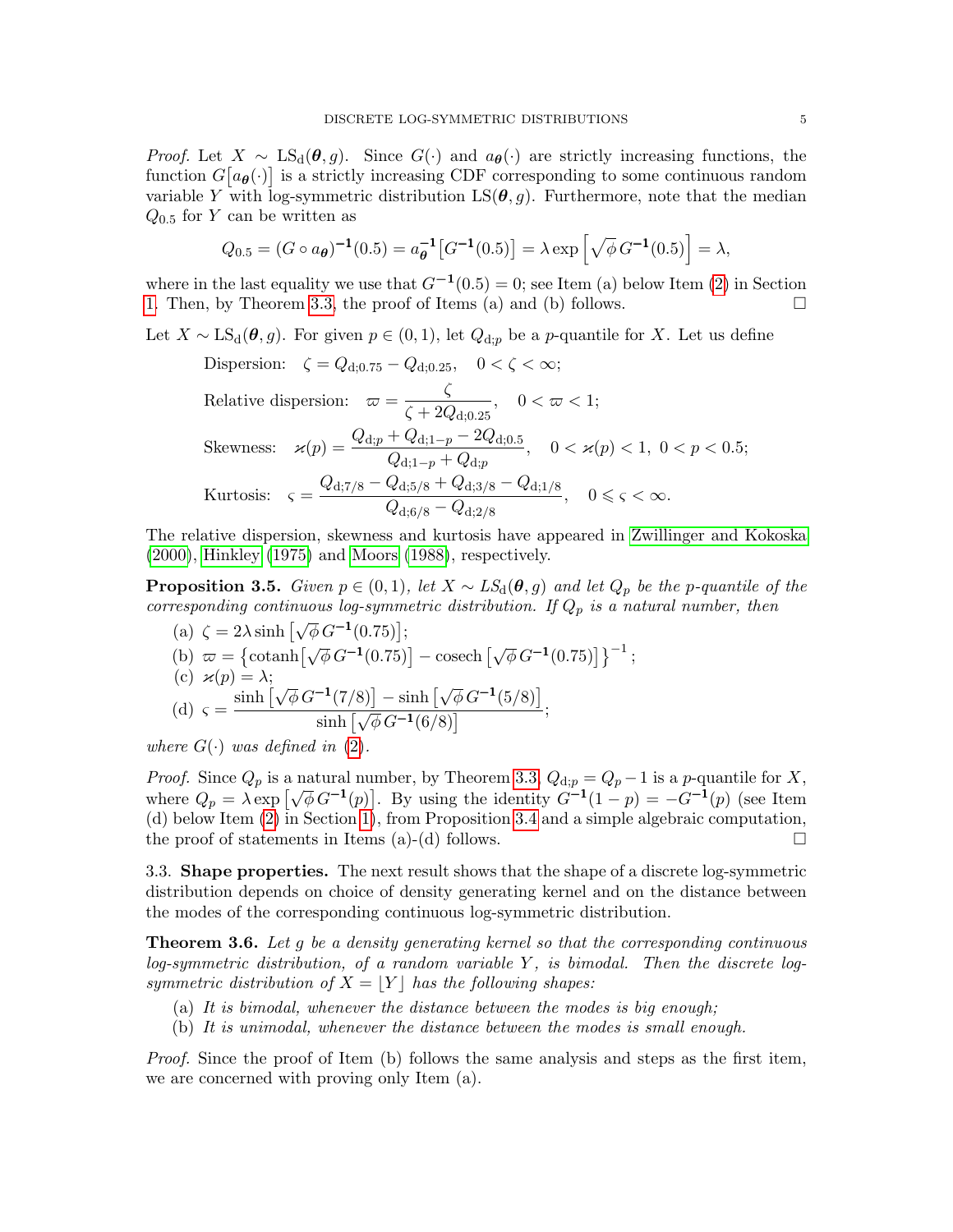*Proof.* Let $X \sim \mathrm{LS_d}(\boldsymbol{\theta}, g)$. Since $G(\cdot)$ and $a_{\boldsymbol{\theta}}(\cdot)$ are strictly increasing functions, the function $G\big[a_{\boldsymbol{\theta}}(\cdot)\big]$ is a strictly increasing CDF corresponding to some continuous random variable $Y$ with log-symmetric distribution $\mathrm{LS}(\boldsymbol{\theta}, g)$. Furthermore, note that the median $Q_{0.5}$ for $Y$ can be written as

$$Q_{0.5} = (G \circ a_{\boldsymbol{\theta}})^{-1}(0.5) = a_{\boldsymbol{\theta}}^{-1}\big[G^{-1}(0.5)\big] = \lambda \exp\Big[\sqrt{\phi}\, G^{-1}(0.5)\Big] = \lambda,$$

where in the last equality we use that $G^{-1}(0.5) = 0$; see Item (a) below Item (2) in Section 1. Then, by Theorem 3.3, the proof of Items (a) and (b) follows. $\square$

Let $X \sim \mathrm{LS_d}(\boldsymbol{\theta}, g)$. For given $p \in (0,1)$, let $Q_{\mathrm{d};p}$ be a $p$-quantile for $X$. Let us define

$$\text{Dispersion:} \quad \zeta = Q_{\mathrm{d};0.75} - Q_{\mathrm{d};0.25}, \quad 0 < \zeta < \infty;$$

$$\text{Relative dispersion:} \quad \varpi = \frac{\zeta}{\zeta + 2Q_{\mathrm{d};0.25}}, \quad 0 < \varpi < 1;$$

$$\text{Skewness:} \quad \varkappa(p) = \frac{Q_{\mathrm{d};p} + Q_{\mathrm{d};1-p} - 2Q_{\mathrm{d};0.5}}{Q_{\mathrm{d};1-p} + Q_{\mathrm{d};p}}, \quad 0 < \varkappa(p) < 1,\ 0 < p < 0.5;$$

$$\text{Kurtosis:} \quad \varsigma = \frac{Q_{\mathrm{d};7/8} - Q_{\mathrm{d};5/8} + Q_{\mathrm{d};3/8} - Q_{\mathrm{d};1/8}}{Q_{\mathrm{d};6/8} - Q_{\mathrm{d};2/8}}, \quad 0 \leqslant \varsigma < \infty.$$

The relative dispersion, skewness and kurtosis have appeared in Zwillinger and Kokoska (2000), Hinkley (1975) and Moors (1988), respectively.

**Proposition 3.5.** *Given $p \in (0,1)$, let $X \sim LS_{\rm d}(\boldsymbol{\theta}, g)$ and let $Q_p$ be the $p$-quantile of the corresponding continuous log-symmetric distribution. If $Q_p$ is a natural number, then*

(a) $\zeta = 2\lambda \sinh\big[\sqrt{\phi}\, G^{-1}(0.75)\big]$;

(b) $\varpi = \big\{\mathrm{cotanh}\big[\sqrt{\phi}\, G^{-1}(0.75)\big] - \mathrm{cosech}\big[\sqrt{\phi}\, G^{-1}(0.75)\big]\big\}^{-1}$;

(c) $\varkappa(p) = \lambda$;

(d) $\varsigma = \dfrac{\sinh\big[\sqrt{\phi}\, G^{-1}(7/8)\big] - \sinh\big[\sqrt{\phi}\, G^{-1}(5/8)\big]}{\sinh\big[\sqrt{\phi}\, G^{-1}(6/8)\big]}$;

*where $G(\cdot)$ was defined in (2).*

*Proof.* Since $Q_p$ is a natural number, by Theorem 3.3, $Q_{\mathrm{d};p} = Q_p - 1$ is a $p$-quantile for $X$, where $Q_p = \lambda \exp\big[\sqrt{\phi}\, G^{-1}(p)\big]$. By using the identity $G^{-1}(1-p) = -G^{-1}(p)$ (see Item (d) below Item (2) in Section 1), from Proposition 3.4 and a simple algebraic computation, the proof of statements in Items (a)-(d) follows. $\square$

3.3. **Shape properties.** The next result shows that the shape of a discrete log-symmetric distribution depends on choice of density generating kernel and on the distance between the modes of the corresponding continuous log-symmetric distribution.

**Theorem 3.6.** *Let $g$ be a density generating kernel so that the corresponding continuous log-symmetric distribution, of a random variable $Y$, is bimodal. Then the discrete log-symmetric distribution of $X = \lfloor Y \rfloor$ has the following shapes:*

(a) *It is bimodal, whenever the distance between the modes is big enough;*

(b) *It is unimodal, whenever the distance between the modes is small enough.*

*Proof.* Since the proof of Item (b) follows the same analysis and steps as the first item, we are concerned with proving only Item (a).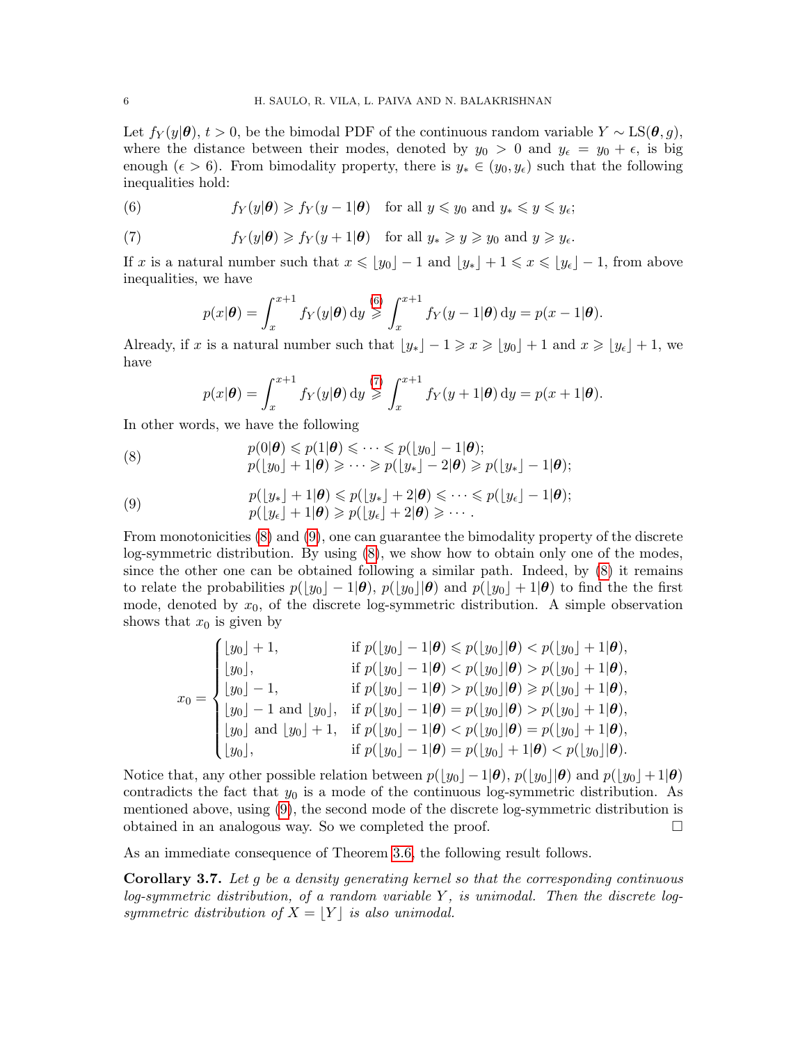Let $f_Y(y|\boldsymbol{\theta})$, $t > 0$, be the bimodal PDF of the continuous random variable $Y \sim \mathrm{LS}(\boldsymbol{\theta}, g)$, where the distance between their modes, denoted by $y_0 > 0$ and $y_\epsilon = y_0 + \epsilon$, is big enough ($\epsilon > 6$). From bimodality property, there is $y_* \in (y_0, y_\epsilon)$ such that the following inequalities hold:

$$
f_Y(y|\boldsymbol{\theta}) \geqslant f_Y(y-1|\boldsymbol{\theta}) \quad \text{for all } y \leqslant y_0 \text{ and } y_* \leqslant y \leqslant y_\epsilon; \tag{6}
$$

$$
f_Y(y|\boldsymbol{\theta}) \geqslant f_Y(y+1|\boldsymbol{\theta}) \quad \text{for all } y_* \geqslant y \geqslant y_0 \text{ and } y \geqslant y_\epsilon. \tag{7}
$$

If $x$ is a natural number such that $x \leqslant \lfloor y_0 \rfloor - 1$ and $\lfloor y_* \rfloor + 1 \leqslant x \leqslant \lfloor y_\epsilon \rfloor - 1$, from above inequalities, we have

$$
p(x|\boldsymbol{\theta}) = \int_x^{x+1} f_Y(y|\boldsymbol{\theta})\,\mathrm{d}y \overset{(6)}{\geqslant} \int_x^{x+1} f_Y(y-1|\boldsymbol{\theta})\,\mathrm{d}y = p(x-1|\boldsymbol{\theta}).
$$

Already, if $x$ is a natural number such that $\lfloor y_* \rfloor - 1 \geqslant x \geqslant \lfloor y_0 \rfloor + 1$ and $x \geqslant \lfloor y_\epsilon \rfloor + 1$, we have

$$
p(x|\boldsymbol{\theta}) = \int_x^{x+1} f_Y(y|\boldsymbol{\theta})\,\mathrm{d}y \overset{(7)}{\geqslant} \int_x^{x+1} f_Y(y+1|\boldsymbol{\theta})\,\mathrm{d}y = p(x+1|\boldsymbol{\theta}).
$$

In other words, we have the following

$$
\begin{aligned}
&p(0|\boldsymbol{\theta}) \leqslant p(1|\boldsymbol{\theta}) \leqslant \cdots \leqslant p(\lfloor y_0 \rfloor - 1|\boldsymbol{\theta});\\
&p(\lfloor y_0 \rfloor + 1|\boldsymbol{\theta}) \geqslant \cdots \geqslant p(\lfloor y_* \rfloor - 2|\boldsymbol{\theta}) \geqslant p(\lfloor y_* \rfloor - 1|\boldsymbol{\theta});
\end{aligned} \tag{8}
$$

$$
\begin{aligned}
&p(\lfloor y_* \rfloor + 1|\boldsymbol{\theta}) \leqslant p(\lfloor y_* \rfloor + 2|\boldsymbol{\theta}) \leqslant \cdots \leqslant p(\lfloor y_\epsilon \rfloor - 1|\boldsymbol{\theta});\\
&p(\lfloor y_\epsilon \rfloor + 1|\boldsymbol{\theta}) \geqslant p(\lfloor y_\epsilon \rfloor + 2|\boldsymbol{\theta}) \geqslant \cdots .
\end{aligned} \tag{9}
$$

From monotonicities (8) and (9), one can guarantee the bimodality property of the discrete log-symmetric distribution. By using (8), we show how to obtain only one of the modes, since the other one can be obtained following a similar path. Indeed, by (8) it remains to relate the probabilities $p(\lfloor y_0 \rfloor - 1|\boldsymbol{\theta})$, $p(\lfloor y_0 \rfloor|\boldsymbol{\theta})$ and $p(\lfloor y_0 \rfloor + 1|\boldsymbol{\theta})$ to find the the first mode, denoted by $x_0$, of the discrete log-symmetric distribution. A simple observation shows that $x_0$ is given by

$$
x_0 =
\begin{cases}
\lfloor y_0 \rfloor + 1, & \text{if } p(\lfloor y_0 \rfloor - 1|\boldsymbol{\theta}) \leqslant p(\lfloor y_0 \rfloor|\boldsymbol{\theta}) < p(\lfloor y_0 \rfloor + 1|\boldsymbol{\theta}),\\
\lfloor y_0 \rfloor, & \text{if } p(\lfloor y_0 \rfloor - 1|\boldsymbol{\theta}) < p(\lfloor y_0 \rfloor|\boldsymbol{\theta}) > p(\lfloor y_0 \rfloor + 1|\boldsymbol{\theta}),\\
\lfloor y_0 \rfloor - 1, & \text{if } p(\lfloor y_0 \rfloor - 1|\boldsymbol{\theta}) > p(\lfloor y_0 \rfloor|\boldsymbol{\theta}) \geqslant p(\lfloor y_0 \rfloor + 1|\boldsymbol{\theta}),\\
\lfloor y_0 \rfloor - 1 \text{ and } \lfloor y_0 \rfloor, & \text{if } p(\lfloor y_0 \rfloor - 1|\boldsymbol{\theta}) = p(\lfloor y_0 \rfloor|\boldsymbol{\theta}) > p(\lfloor y_0 \rfloor + 1|\boldsymbol{\theta}),\\
\lfloor y_0 \rfloor \text{ and } \lfloor y_0 \rfloor + 1, & \text{if } p(\lfloor y_0 \rfloor - 1|\boldsymbol{\theta}) < p(\lfloor y_0 \rfloor|\boldsymbol{\theta}) = p(\lfloor y_0 \rfloor + 1|\boldsymbol{\theta}),\\
\lfloor y_0 \rfloor, & \text{if } p(\lfloor y_0 \rfloor - 1|\boldsymbol{\theta}) = p(\lfloor y_0 \rfloor + 1|\boldsymbol{\theta}) < p(\lfloor y_0 \rfloor|\boldsymbol{\theta}).
\end{cases}
$$

Notice that, any other possible relation between $p(\lfloor y_0 \rfloor - 1|\boldsymbol{\theta})$, $p(\lfloor y_0 \rfloor|\boldsymbol{\theta})$ and $p(\lfloor y_0 \rfloor + 1|\boldsymbol{\theta})$ contradicts the fact that $y_0$ is a mode of the continuous log-symmetric distribution. As mentioned above, using (9), the second mode of the discrete log-symmetric distribution is obtained in an analogous way. So we completed the proof. $\square$

As an immediate consequence of Theorem 3.6, the following result follows.

**Corollary 3.7.** *Let $g$ be a density generating kernel so that the corresponding continuous log-symmetric distribution, of a random variable $Y$, is unimodal. Then the discrete log-symmetric distribution of $X = \lfloor Y \rfloor$ is also unimodal.*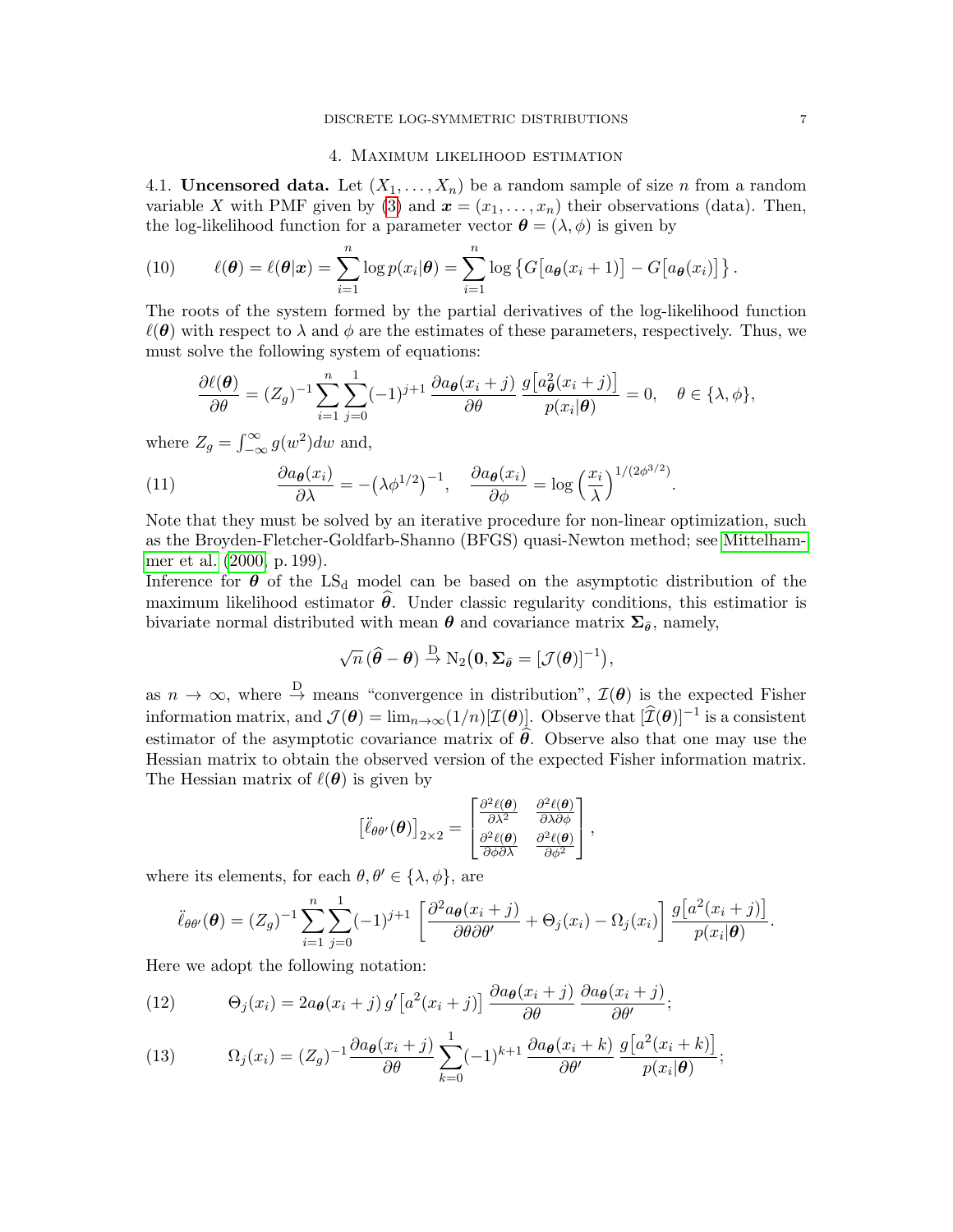## 4. Maximum likelihood estimation

4.1. **Uncensored data.** Let $(X_1, \ldots, X_n)$ be a random sample of size $n$ from a random variable $X$ with PMF given by (3) and $\boldsymbol{x} = (x_1, \ldots, x_n)$ their observations (data). Then, the log-likelihood function for a parameter vector $\boldsymbol{\theta} = (\lambda, \phi)$ is given by

$$
\ell(\boldsymbol{\theta}) = \ell(\boldsymbol{\theta}|\boldsymbol{x}) = \sum_{i=1}^{n} \log p(x_i|\boldsymbol{\theta}) = \sum_{i=1}^{n} \log \left\{ G\big[a_{\boldsymbol{\theta}}(x_i+1)\big] - G\big[a_{\boldsymbol{\theta}}(x_i)\big] \right\}. \tag{10}
$$

The roots of the system formed by the partial derivatives of the log-likelihood function $\ell(\boldsymbol{\theta})$ with respect to $\lambda$ and $\phi$ are the estimates of these parameters, respectively. Thus, we must solve the following system of equations:

$$
\frac{\partial \ell(\boldsymbol{\theta})}{\partial \theta} = (Z_g)^{-1} \sum_{i=1}^{n} \sum_{j=0}^{1} (-1)^{j+1} \frac{\partial a_{\boldsymbol{\theta}}(x_i+j)}{\partial \theta} \, \frac{g\big[a_{\boldsymbol{\theta}}^2(x_i+j)\big]}{p(x_i|\boldsymbol{\theta})} = 0, \quad \theta \in \{\lambda, \phi\},
$$

where $Z_g = \int_{-\infty}^{\infty} g(w^2) dw$ and,

$$
\frac{\partial a_{\boldsymbol{\theta}}(x_i)}{\partial \lambda} = -\big(\lambda \phi^{1/2}\big)^{-1}, \quad \frac{\partial a_{\boldsymbol{\theta}}(x_i)}{\partial \phi} = \log\Big(\frac{x_i}{\lambda}\Big)^{1/(2\phi^{3/2})}. \tag{11}
$$

Note that they must be solved by an iterative procedure for non-linear optimization, such as the Broyden-Fletcher-Goldfarb-Shanno (BFGS) quasi-Newton method; see Mittelhammer et al. (2000, p. 199).

Inference for $\boldsymbol{\theta}$ of the $\mathrm{LS_d}$ model can be based on the asymptotic distribution of the maximum likelihood estimator $\widehat{\boldsymbol{\theta}}$. Under classic regularity conditions, this estimator is bivariate normal distributed with mean $\boldsymbol{\theta}$ and covariance matrix $\boldsymbol{\Sigma}_{\widehat{\boldsymbol{\theta}}}$, namely,

$$
\sqrt{n}\,(\widehat{\boldsymbol{\theta}} - \boldsymbol{\theta}) \xrightarrow{\mathrm{D}} \mathrm{N}_2\big(\boldsymbol{0}, \boldsymbol{\Sigma}_{\widehat{\boldsymbol{\theta}}} = [\mathcal{J}(\boldsymbol{\theta})]^{-1}\big),
$$

as $n \to \infty$, where $\xrightarrow{\mathrm{D}}$ means "convergence in distribution", $\mathcal{I}(\boldsymbol{\theta})$ is the expected Fisher information matrix, and $\mathcal{J}(\boldsymbol{\theta}) = \lim_{n\to\infty}(1/n)[\mathcal{I}(\boldsymbol{\theta})]$. Observe that $[\widehat{\mathcal{I}}(\boldsymbol{\theta})]^{-1}$ is a consistent estimator of the asymptotic covariance matrix of $\widehat{\boldsymbol{\theta}}$. Observe also that one may use the Hessian matrix to obtain the observed version of the expected Fisher information matrix. The Hessian matrix of $\ell(\boldsymbol{\theta})$ is given by

$$
\big[\ddot{\ell}_{\theta\theta'}(\boldsymbol{\theta})\big]_{2\times 2} = \begin{bmatrix} \frac{\partial^2 \ell(\boldsymbol{\theta})}{\partial \lambda^2} & \frac{\partial^2 \ell(\boldsymbol{\theta})}{\partial \lambda \partial \phi} \\ \frac{\partial^2 \ell(\boldsymbol{\theta})}{\partial \phi \partial \lambda} & \frac{\partial^2 \ell(\boldsymbol{\theta})}{\partial \phi^2} \end{bmatrix},
$$

where its elements, for each $\theta, \theta' \in \{\lambda, \phi\}$, are

$$
\ddot{\ell}_{\theta\theta'}(\boldsymbol{\theta}) = (Z_g)^{-1} \sum_{i=1}^{n} \sum_{j=0}^{1} (-1)^{j+1} \left[ \frac{\partial^2 a_{\boldsymbol{\theta}}(x_i+j)}{\partial \theta \partial \theta'} + \Theta_j(x_i) - \Omega_j(x_i) \right] \frac{g\big[a^2(x_i+j)\big]}{p(x_i|\boldsymbol{\theta})}.
$$

Here we adopt the following notation:

$$
\Theta_j(x_i) = 2a_{\boldsymbol{\theta}}(x_i+j)\, g'\big[a^2(x_i+j)\big] \, \frac{\partial a_{\boldsymbol{\theta}}(x_i+j)}{\partial \theta} \, \frac{\partial a_{\boldsymbol{\theta}}(x_i+j)}{\partial \theta'}; \tag{12}
$$

$$
\Omega_j(x_i) = (Z_g)^{-1} \frac{\partial a_{\boldsymbol{\theta}}(x_i+j)}{\partial \theta} \sum_{k=0}^{1} (-1)^{k+1} \, \frac{\partial a_{\boldsymbol{\theta}}(x_i+k)}{\partial \theta'} \, \frac{g\big[a^2(x_i+k)\big]}{p(x_i|\boldsymbol{\theta})}; \tag{13}
$$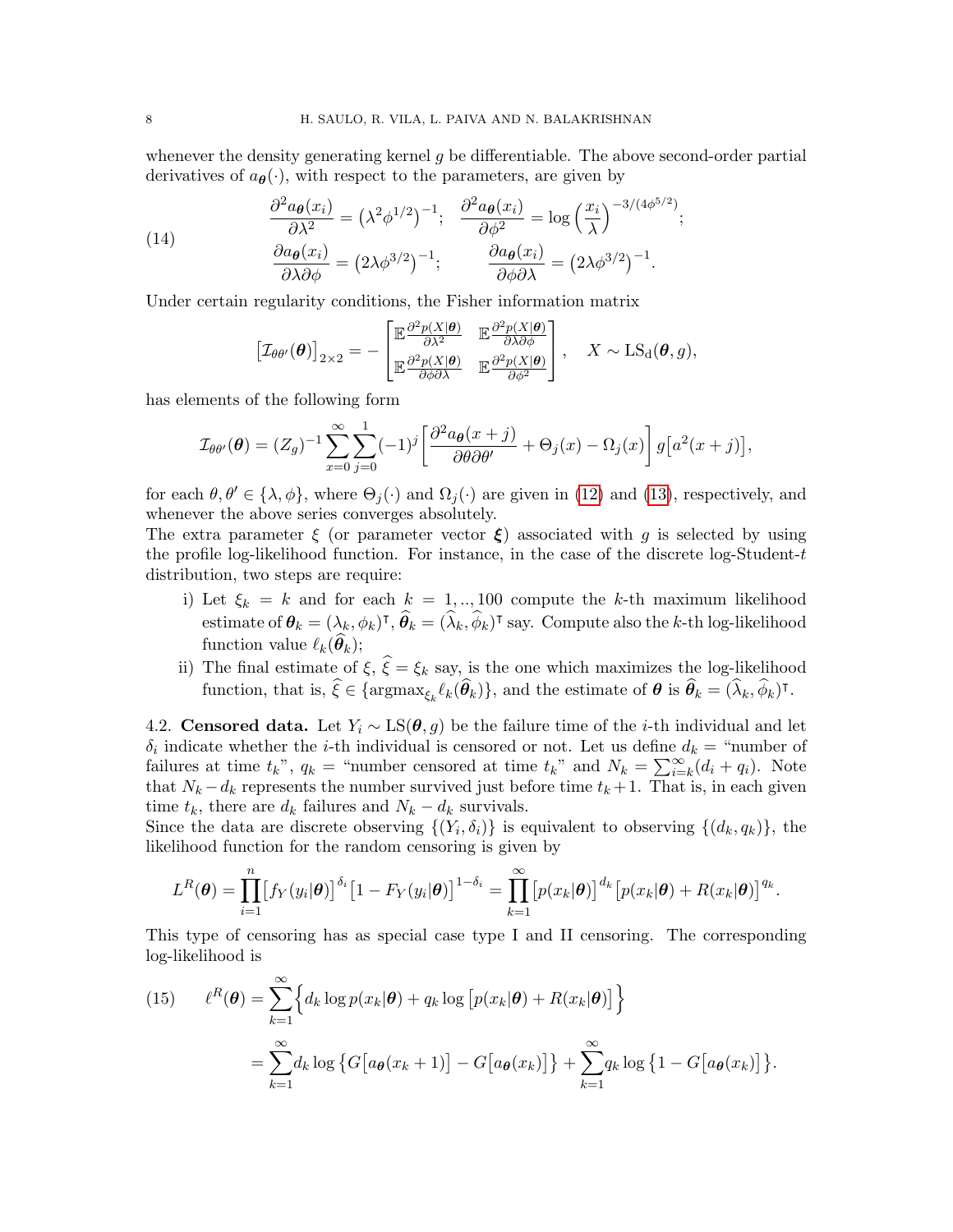whenever the density generating kernel $g$ be differentiable. The above second-order partial derivatives of $a_{\boldsymbol{\theta}}(\cdot)$, with respect to the parameters, are given by

$$
\begin{aligned}
&\frac{\partial^2 a_{\boldsymbol{\theta}}(x_i)}{\partial \lambda^2} = \big(\lambda^2 \phi^{1/2}\big)^{-1}; \quad \frac{\partial^2 a_{\boldsymbol{\theta}}(x_i)}{\partial \phi^2} = \log\Big(\frac{x_i}{\lambda}\Big)^{-3/(4\phi^{5/2})}; \\
&\frac{\partial a_{\boldsymbol{\theta}}(x_i)}{\partial \lambda \partial \phi} = \big(2\lambda \phi^{3/2}\big)^{-1}; \qquad \frac{\partial a_{\boldsymbol{\theta}}(x_i)}{\partial \phi \partial \lambda} = \big(2\lambda \phi^{3/2}\big)^{-1}.
\end{aligned} \tag{14}
$$

Under certain regularity conditions, the Fisher information matrix

$$
\big[\mathcal{I}_{\theta\theta'}(\boldsymbol{\theta})\big]_{2\times 2} = -\begin{bmatrix} \mathbb{E}\frac{\partial^2 p(X|\boldsymbol{\theta})}{\partial \lambda^2} & \mathbb{E}\frac{\partial^2 p(X|\boldsymbol{\theta})}{\partial \lambda \partial \phi} \\ \mathbb{E}\frac{\partial^2 p(X|\boldsymbol{\theta})}{\partial \phi \partial \lambda} & \mathbb{E}\frac{\partial^2 p(X|\boldsymbol{\theta})}{\partial \phi^2} \end{bmatrix}, \quad X \sim \mathrm{LS_d}(\boldsymbol{\theta}, g),
$$

has elements of the following form

$$
\mathcal{I}_{\theta\theta'}(\boldsymbol{\theta}) = (Z_g)^{-1} \sum_{x=0}^{\infty} \sum_{j=0}^{1} (-1)^j \left[\frac{\partial^2 a_{\boldsymbol{\theta}}(x+j)}{\partial \theta \partial \theta'} + \Theta_j(x) - \Omega_j(x)\right] g\big[a^2(x+j)\big],
$$

for each $\theta, \theta' \in \{\lambda, \phi\}$, where $\Theta_j(\cdot)$ and $\Omega_j(\cdot)$ are given in (12) and (13), respectively, and whenever the above series converges absolutely.

The extra parameter $\xi$ (or parameter vector $\boldsymbol{\xi}$) associated with $g$ is selected by using the profile log-likelihood function. For instance, in the case of the discrete log-Student-$t$ distribution, two steps are require:

i) Let $\xi_k = k$ and for each $k = 1, .., 100$ compute the $k$-th maximum likelihood estimate of $\boldsymbol{\theta}_k = (\lambda_k, \phi_k)^\intercal$, $\widehat{\boldsymbol{\theta}}_k = (\widehat{\lambda}_k, \widehat{\phi}_k)^\intercal$ say. Compute also the $k$-th log-likelihood function value $\ell_k(\widehat{\boldsymbol{\theta}}_k)$;
ii) The final estimate of $\xi$, $\widehat{\xi} = \xi_k$ say, is the one which maximizes the log-likelihood function, that is, $\widehat{\xi} \in \{\mathrm{argmax}_{\xi_k} \ell_k(\widehat{\boldsymbol{\theta}}_k)\}$, and the estimate of $\boldsymbol{\theta}$ is $\widehat{\boldsymbol{\theta}}_k = (\widehat{\lambda}_k, \widehat{\phi}_k)^\intercal$.

4.2. **Censored data.** Let $Y_i \sim \mathrm{LS}(\boldsymbol{\theta}, g)$ be the failure time of the $i$-th individual and let $\delta_i$ indicate whether the $i$-th individual is censored or not. Let us define $d_k$ = "number of failures at time $t_k$", $q_k$ = "number censored at time $t_k$" and $N_k = \sum_{i=k}^{\infty}(d_i + q_i)$. Note that $N_k - d_k$ represents the number survived just before time $t_k + 1$. That is, in each given time $t_k$, there are $d_k$ failures and $N_k - d_k$ survivals.

Since the data are discrete observing $\{(Y_i, \delta_i)\}$ is equivalent to observing $\{(d_k, q_k)\}$, the likelihood function for the random censoring is given by

$$
L^R(\boldsymbol{\theta}) = \prod_{i=1}^{n} \big[f_Y(y_i|\boldsymbol{\theta})\big]^{\delta_i} \big[1 - F_Y(y_i|\boldsymbol{\theta})\big]^{1-\delta_i} = \prod_{k=1}^{\infty} \big[p(x_k|\boldsymbol{\theta})\big]^{d_k} \big[p(x_k|\boldsymbol{\theta}) + R(x_k|\boldsymbol{\theta})\big]^{q_k}.
$$

This type of censoring has as special case type I and II censoring. The corresponding log-likelihood is

$$
\begin{aligned}
\ell^R(\boldsymbol{\theta}) &= \sum_{k=1}^{\infty} \Big\{ d_k \log p(x_k|\boldsymbol{\theta}) + q_k \log\big[p(x_k|\boldsymbol{\theta}) + R(x_k|\boldsymbol{\theta})\big] \Big\} \\
&= \sum_{k=1}^{\infty} d_k \log\big\{G\big[a_{\boldsymbol{\theta}}(x_k+1)\big] - G\big[a_{\boldsymbol{\theta}}(x_k)\big]\big\} + \sum_{k=1}^{\infty} q_k \log\big\{1 - G\big[a_{\boldsymbol{\theta}}(x_k)\big]\big\}.
\end{aligned} \tag{15}
$$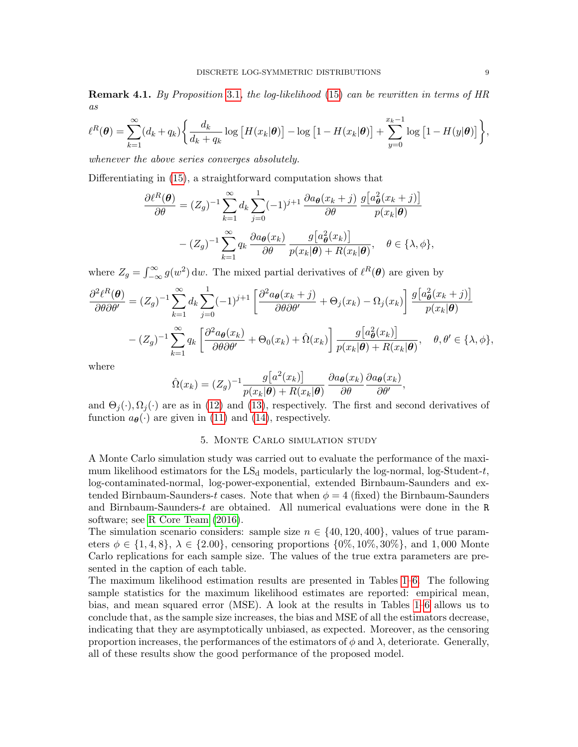**Remark 4.1.** *By Proposition 3.1, the log-likelihood (15) can be rewritten in terms of HR as*

$$\ell^R(\boldsymbol{\theta}) = \sum_{k=1}^{\infty}(d_k+q_k)\bigg\{\frac{d_k}{d_k+q_k}\log\big[H(x_k|\boldsymbol{\theta})\big] - \log\big[1-H(x_k|\boldsymbol{\theta})\big] + \sum_{y=0}^{x_k-1}\log\big[1-H(y|\boldsymbol{\theta})\big]\bigg\},$$

*whenever the above series converges absolutely.*

Differentiating in (15), a straightforward computation shows that

$$\frac{\partial \ell^R(\boldsymbol{\theta})}{\partial\theta} = (Z_g)^{-1}\sum_{k=1}^{\infty} d_k \sum_{j=0}^{1}(-1)^{j+1}\,\frac{\partial a_{\boldsymbol{\theta}}(x_k+j)}{\partial\theta}\,\frac{g\big[a_{\boldsymbol{\theta}}^2(x_k+j)\big]}{p(x_k|\boldsymbol{\theta})}$$

$$-\,(Z_g)^{-1}\sum_{k=1}^{\infty} q_k\,\frac{\partial a_{\boldsymbol{\theta}}(x_k)}{\partial\theta}\,\frac{g\big[a_{\boldsymbol{\theta}}^2(x_k)\big]}{p(x_k|\boldsymbol{\theta})+R(x_k|\boldsymbol{\theta})}, \quad \theta\in\{\lambda,\phi\},$$

where $Z_g=\int_{-\infty}^{\infty} g(w^2)\,\mathrm{d}w$. The mixed partial derivatives of $\ell^R(\boldsymbol{\theta})$ are given by

$$\frac{\partial^2 \ell^R(\boldsymbol{\theta})}{\partial\theta\partial\theta'} = (Z_g)^{-1}\sum_{k=1}^{\infty} d_k \sum_{j=0}^{1}(-1)^{j+1}\left[\frac{\partial^2 a_{\boldsymbol{\theta}}(x_k+j)}{\partial\theta\partial\theta'}+\Theta_j(x_k)-\Omega_j(x_k)\right]\frac{g\big[a_{\boldsymbol{\theta}}^2(x_k+j)\big]}{p(x_k|\boldsymbol{\theta})}$$

$$-\,(Z_g)^{-1}\sum_{k=1}^{\infty} q_k\left[\frac{\partial^2 a_{\boldsymbol{\theta}}(x_k)}{\partial\theta\partial\theta'}+\Theta_0(x_k)+\hat{\Omega}(x_k)\right]\frac{g\big[a_{\boldsymbol{\theta}}^2(x_k)\big]}{p(x_k|\boldsymbol{\theta})+R(x_k|\boldsymbol{\theta})}, \quad \theta,\theta'\in\{\lambda,\phi\},$$

where

$$\hat{\Omega}(x_k) = (Z_g)^{-1}\frac{g\big[a^2(x_k)\big]}{p(x_k|\boldsymbol{\theta})+R(x_k|\boldsymbol{\theta})}\,\frac{\partial a_{\boldsymbol{\theta}}(x_k)}{\partial\theta}\,\frac{\partial a_{\boldsymbol{\theta}}(x_k)}{\partial\theta'},$$

and $\Theta_j(\cdot),\Omega_j(\cdot)$ are as in (12) and (13), respectively. The first and second derivatives of function $a_{\boldsymbol{\theta}}(\cdot)$ are given in (11) and (14), respectively.

## 5. Monte Carlo simulation study

A Monte Carlo simulation study was carried out to evaluate the performance of the maximum likelihood estimators for the $\text{LS}_\text{d}$ models, particularly the log-normal, log-Student-$t$, log-contaminated-normal, log-power-exponential, extended Birnbaum-Saunders and extended Birnbaum-Saunders-$t$ cases. Note that when $\phi=4$ (fixed) the Birnbaum-Saunders and Birnbaum-Saunders-$t$ are obtained. All numerical evaluations were done in the R software; see R Core Team (2016).

The simulation scenario considers: sample size $n\in\{40,120,400\}$, values of true parameters $\phi\in\{1,4,8\}$, $\lambda\in\{2.00\}$, censoring proportions $\{0\%,10\%,30\%\}$, and 1,000 Monte Carlo replications for each sample size. The values of the true extra parameters are presented in the caption of each table.

The maximum likelihood estimation results are presented in Tables 1–6. The following sample statistics for the maximum likelihood estimates are reported: empirical mean, bias, and mean squared error (MSE). A look at the results in Tables 1–6 allows us to conclude that, as the sample size increases, the bias and MSE of all the estimators decrease, indicating that they are asymptotically unbiased, as expected. Moreover, as the censoring proportion increases, the performances of the estimators of $\phi$ and $\lambda$, deteriorate. Generally, all of these results show the good performance of the proposed model.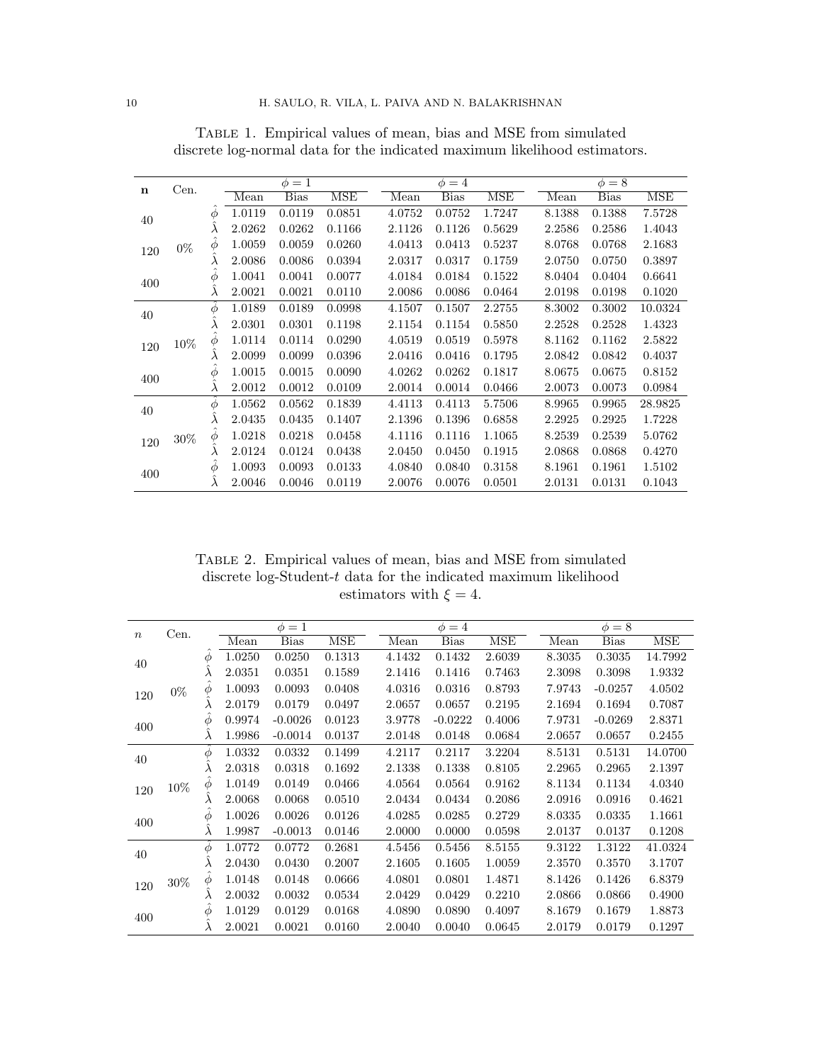Table 1. Empirical values of mean, bias and MSE from simulated discrete log-normal data for the indicated maximum likelihood estimators.

| n | Cen. | | $\phi = 1$ | | | $\phi = 4$ | | | $\phi = 8$ | | |
|---|---|---|---|---|---|---|---|---|---|---|---|
| | | | Mean | Bias | MSE | Mean | Bias | MSE | Mean | Bias | MSE |
| 40 | 0% | $\hat{\phi}$ | 1.0119 | 0.0119 | 0.0851 | 4.0752 | 0.0752 | 1.7247 | 8.1388 | 0.1388 | 7.5728 |
| | | $\hat{\lambda}$ | 2.0262 | 0.0262 | 0.1166 | 2.1126 | 0.1126 | 0.5629 | 2.2586 | 0.2586 | 1.4043 |
| 120 | | $\hat{\phi}$ | 1.0059 | 0.0059 | 0.0260 | 4.0413 | 0.0413 | 0.5237 | 8.0768 | 0.0768 | 2.1683 |
| | | $\hat{\lambda}$ | 2.0086 | 0.0086 | 0.0394 | 2.0317 | 0.0317 | 0.1759 | 2.0750 | 0.0750 | 0.3897 |
| 400 | | $\hat{\phi}$ | 1.0041 | 0.0041 | 0.0077 | 4.0184 | 0.0184 | 0.1522 | 8.0404 | 0.0404 | 0.6641 |
| | | $\hat{\lambda}$ | 2.0021 | 0.0021 | 0.0110 | 2.0086 | 0.0086 | 0.0464 | 2.0198 | 0.0198 | 0.1020 |
| 40 | 10% | $\hat{\phi}$ | 1.0189 | 0.0189 | 0.0998 | 4.1507 | 0.1507 | 2.2755 | 8.3002 | 0.3002 | 10.0324 |
| | | $\hat{\lambda}$ | 2.0301 | 0.0301 | 0.1198 | 2.1154 | 0.1154 | 0.5850 | 2.2528 | 0.2528 | 1.4323 |
| 120 | | $\hat{\phi}$ | 1.0114 | 0.0114 | 0.0290 | 4.0519 | 0.0519 | 0.5978 | 8.1162 | 0.1162 | 2.5822 |
| | | $\hat{\lambda}$ | 2.0099 | 0.0099 | 0.0396 | 2.0416 | 0.0416 | 0.1795 | 2.0842 | 0.0842 | 0.4037 |
| 400 | | $\hat{\phi}$ | 1.0015 | 0.0015 | 0.0090 | 4.0262 | 0.0262 | 0.1817 | 8.0675 | 0.0675 | 0.8152 |
| | | $\hat{\lambda}$ | 2.0012 | 0.0012 | 0.0109 | 2.0014 | 0.0014 | 0.0466 | 2.0073 | 0.0073 | 0.0984 |
| 40 | 30% | $\hat{\phi}$ | 1.0562 | 0.0562 | 0.1839 | 4.4113 | 0.4113 | 5.7506 | 8.9965 | 0.9965 | 28.9825 |
| | | $\hat{\lambda}$ | 2.0435 | 0.0435 | 0.1407 | 2.1396 | 0.1396 | 0.6858 | 2.2925 | 0.2925 | 1.7228 |
| 120 | | $\hat{\phi}$ | 1.0218 | 0.0218 | 0.0458 | 4.1116 | 0.1116 | 1.1065 | 8.2539 | 0.2539 | 5.0762 |
| | | $\hat{\lambda}$ | 2.0124 | 0.0124 | 0.0438 | 2.0450 | 0.0450 | 0.1915 | 2.0868 | 0.0868 | 0.4270 |
| 400 | | $\hat{\phi}$ | 1.0093 | 0.0093 | 0.0133 | 4.0840 | 0.0840 | 0.3158 | 8.1961 | 0.1961 | 1.5102 |
| | | $\hat{\lambda}$ | 2.0046 | 0.0046 | 0.0119 | 2.0076 | 0.0076 | 0.0501 | 2.0131 | 0.0131 | 0.1043 |

Table 2. Empirical values of mean, bias and MSE from simulated discrete log-Student-$t$ data for the indicated maximum likelihood estimators with $\xi = 4$.

| $n$ | Cen. | | $\phi = 1$ | | | $\phi = 4$ | | | $\phi = 8$ | | |
|---|---|---|---|---|---|---|---|---|---|---|---|
| | | | Mean | Bias | MSE | Mean | Bias | MSE | Mean | Bias | MSE |
| 40 | 0% | $\hat{\phi}$ | 1.0250 | 0.0250 | 0.1313 | 4.1432 | 0.1432 | 2.6039 | 8.3035 | 0.3035 | 14.7992 |
| | | $\hat{\lambda}$ | 2.0351 | 0.0351 | 0.1589 | 2.1416 | 0.1416 | 0.7463 | 2.3098 | 0.3098 | 1.9332 |
| 120 | | $\hat{\phi}$ | 1.0093 | 0.0093 | 0.0408 | 4.0316 | 0.0316 | 0.8793 | 7.9743 | -0.0257 | 4.0502 |
| | | $\hat{\lambda}$ | 2.0179 | 0.0179 | 0.0497 | 2.0657 | 0.0657 | 0.2195 | 2.1694 | 0.1694 | 0.7087 |
| 400 | | $\hat{\phi}$ | 0.9974 | -0.0026 | 0.0123 | 3.9778 | -0.0222 | 0.4006 | 7.9731 | -0.0269 | 2.8371 |
| | | $\hat{\lambda}$ | 1.9986 | -0.0014 | 0.0137 | 2.0148 | 0.0148 | 0.0684 | 2.0657 | 0.0657 | 0.2455 |
| 40 | 10% | $\hat{\phi}$ | 1.0332 | 0.0332 | 0.1499 | 4.2117 | 0.2117 | 3.2204 | 8.5131 | 0.5131 | 14.0700 |
| | | $\hat{\lambda}$ | 2.0318 | 0.0318 | 0.1692 | 2.1338 | 0.1338 | 0.8105 | 2.2965 | 0.2965 | 2.1397 |
| 120 | | $\hat{\phi}$ | 1.0149 | 0.0149 | 0.0466 | 4.0564 | 0.0564 | 0.9162 | 8.1134 | 0.1134 | 4.0340 |
| | | $\hat{\lambda}$ | 2.0068 | 0.0068 | 0.0510 | 2.0434 | 0.0434 | 0.2086 | 2.0916 | 0.0916 | 0.4621 |
| 400 | | $\hat{\phi}$ | 1.0026 | 0.0026 | 0.0126 | 4.0285 | 0.0285 | 0.2729 | 8.0335 | 0.0335 | 1.1661 |
| | | $\hat{\lambda}$ | 1.9987 | -0.0013 | 0.0146 | 2.0000 | 0.0000 | 0.0598 | 2.0137 | 0.0137 | 0.1208 |
| 40 | 30% | $\hat{\phi}$ | 1.0772 | 0.0772 | 0.2681 | 4.5456 | 0.5456 | 8.5155 | 9.3122 | 1.3122 | 41.0324 |
| | | $\hat{\lambda}$ | 2.0430 | 0.0430 | 0.2007 | 2.1605 | 0.1605 | 1.0059 | 2.3570 | 0.3570 | 3.1707 |
| 120 | | $\hat{\phi}$ | 1.0148 | 0.0148 | 0.0666 | 4.0801 | 0.0801 | 1.4871 | 8.1426 | 0.1426 | 6.8379 |
| | | $\hat{\lambda}$ | 2.0032 | 0.0032 | 0.0534 | 2.0429 | 0.0429 | 0.2210 | 2.0866 | 0.0866 | 0.4900 |
| 400 | | $\hat{\phi}$ | 1.0129 | 0.0129 | 0.0168 | 4.0890 | 0.0890 | 0.4097 | 8.1679 | 0.1679 | 1.8873 |
| | | $\hat{\lambda}$ | 2.0021 | 0.0021 | 0.0160 | 2.0040 | 0.0040 | 0.0645 | 2.0179 | 0.0179 | 0.1297 |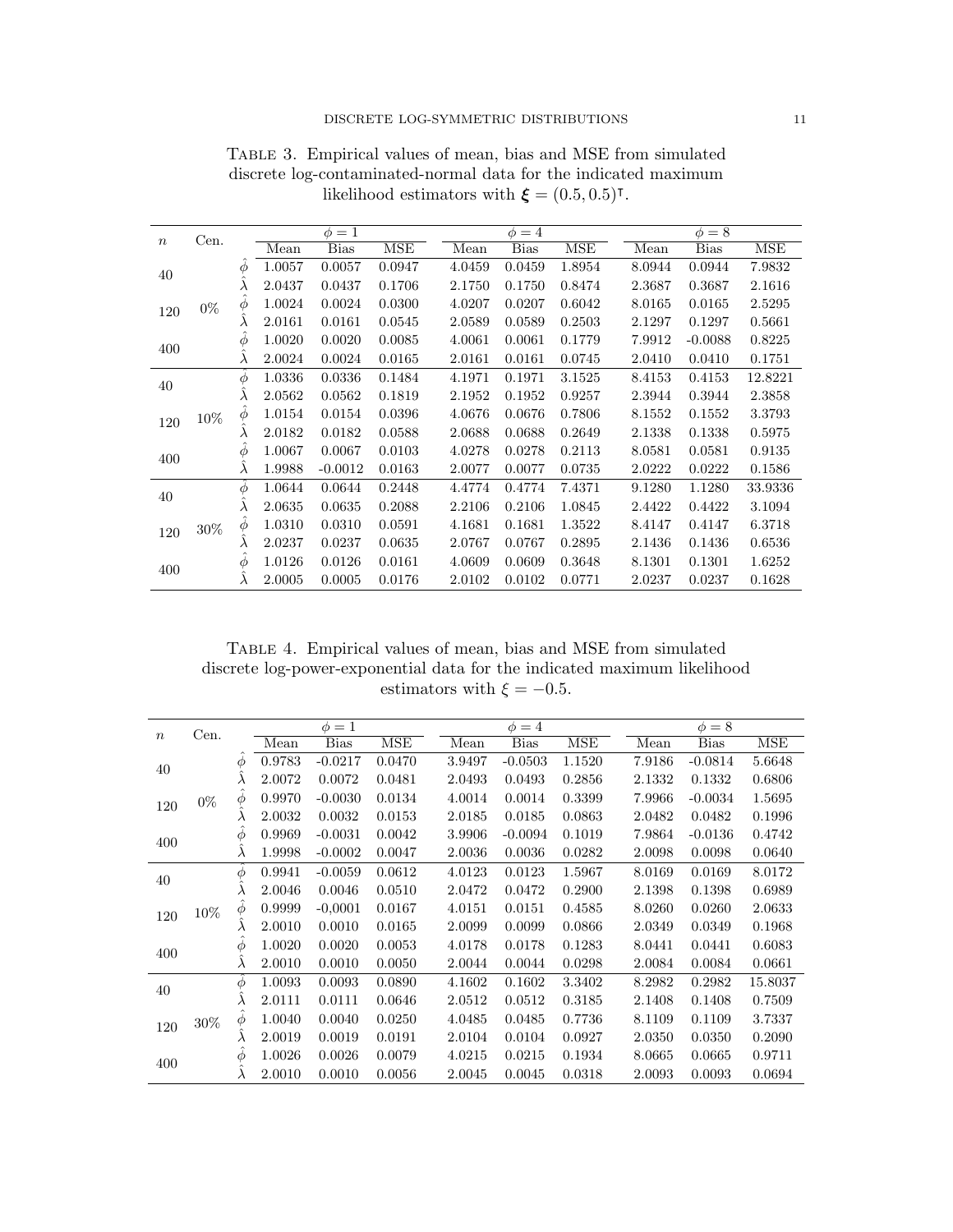Table 3. Empirical values of mean, bias and MSE from simulated discrete log-contaminated-normal data for the indicated maximum likelihood estimators with $\boldsymbol{\xi} = (0.5, 0.5)^\intercal$.

| $n$ | Cen. | | $\phi = 1$ | | | $\phi = 4$ | | | $\phi = 8$ | | |
|---|---|---|---|---|---|---|---|---|---|---|---|
| | | | Mean | Bias | MSE | Mean | Bias | MSE | Mean | Bias | MSE |
| 40 | 0% | $\hat{\phi}$ | 1.0057 | 0.0057 | 0.0947 | 4.0459 | 0.0459 | 1.8954 | 8.0944 | 0.0944 | 7.9832 |
| | | $\hat{\lambda}$ | 2.0437 | 0.0437 | 0.1706 | 2.1750 | 0.1750 | 0.8474 | 2.3687 | 0.3687 | 2.1616 |
| 120 | | $\hat{\phi}$ | 1.0024 | 0.0024 | 0.0300 | 4.0207 | 0.0207 | 0.6042 | 8.0165 | 0.0165 | 2.5295 |
| | | $\hat{\lambda}$ | 2.0161 | 0.0161 | 0.0545 | 2.0589 | 0.0589 | 0.2503 | 2.1297 | 0.1297 | 0.5661 |
| 400 | | $\hat{\phi}$ | 1.0020 | 0.0020 | 0.0085 | 4.0061 | 0.0061 | 0.1779 | 7.9912 | -0.0088 | 0.8225 |
| | | $\hat{\lambda}$ | 2.0024 | 0.0024 | 0.0165 | 2.0161 | 0.0161 | 0.0745 | 2.0410 | 0.0410 | 0.1751 |
| 40 | 10% | $\hat{\phi}$ | 1.0336 | 0.0336 | 0.1484 | 4.1971 | 0.1971 | 3.1525 | 8.4153 | 0.4153 | 12.8221 |
| | | $\hat{\lambda}$ | 2.0562 | 0.0562 | 0.1819 | 2.1952 | 0.1952 | 0.9257 | 2.3944 | 0.3944 | 2.3858 |
| 120 | | $\hat{\phi}$ | 1.0154 | 0.0154 | 0.0396 | 4.0676 | 0.0676 | 0.7806 | 8.1552 | 0.1552 | 3.3793 |
| | | $\hat{\lambda}$ | 2.0182 | 0.0182 | 0.0588 | 2.0688 | 0.0688 | 0.2649 | 2.1338 | 0.1338 | 0.5975 |
| 400 | | $\hat{\phi}$ | 1.0067 | 0.0067 | 0.0103 | 4.0278 | 0.0278 | 0.2113 | 8.0581 | 0.0581 | 0.9135 |
| | | $\hat{\lambda}$ | 1.9988 | -0.0012 | 0.0163 | 2.0077 | 0.0077 | 0.0735 | 2.0222 | 0.0222 | 0.1586 |
| 40 | 30% | $\hat{\phi}$ | 1.0644 | 0.0644 | 0.2448 | 4.4774 | 0.4774 | 7.4371 | 9.1280 | 1.1280 | 33.9336 |
| | | $\hat{\lambda}$ | 2.0635 | 0.0635 | 0.2088 | 2.2106 | 0.2106 | 1.0845 | 2.4422 | 0.4422 | 3.1094 |
| 120 | | $\hat{\phi}$ | 1.0310 | 0.0310 | 0.0591 | 4.1681 | 0.1681 | 1.3522 | 8.4147 | 0.4147 | 6.3718 |
| | | $\hat{\lambda}$ | 2.0237 | 0.0237 | 0.0635 | 2.0767 | 0.0767 | 0.2895 | 2.1436 | 0.1436 | 0.6536 |
| 400 | | $\hat{\phi}$ | 1.0126 | 0.0126 | 0.0161 | 4.0609 | 0.0609 | 0.3648 | 8.1301 | 0.1301 | 1.6252 |
| | | $\hat{\lambda}$ | 2.0005 | 0.0005 | 0.0176 | 2.0102 | 0.0102 | 0.0771 | 2.0237 | 0.0237 | 0.1628 |

Table 4. Empirical values of mean, bias and MSE from simulated discrete log-power-exponential data for the indicated maximum likelihood estimators with $\xi = -0.5$.

| $n$ | Cen. | | $\phi = 1$ | | | $\phi = 4$ | | | $\phi = 8$ | | |
|---|---|---|---|---|---|---|---|---|---|---|---|
| | | | Mean | Bias | MSE | Mean | Bias | MSE | Mean | Bias | MSE |
| 40 | 0% | $\hat{\phi}$ | 0.9783 | -0.0217 | 0.0470 | 3.9497 | -0.0503 | 1.1520 | 7.9186 | -0.0814 | 5.6648 |
| | | $\hat{\lambda}$ | 2.0072 | 0.0072 | 0.0481 | 2.0493 | 0.0493 | 0.2856 | 2.1332 | 0.1332 | 0.6806 |
| 120 | | $\hat{\phi}$ | 0.9970 | -0.0030 | 0.0134 | 4.0014 | 0.0014 | 0.3399 | 7.9966 | -0.0034 | 1.5695 |
| | | $\hat{\lambda}$ | 2.0032 | 0.0032 | 0.0153 | 2.0185 | 0.0185 | 0.0863 | 2.0482 | 0.0482 | 0.1996 |
| 400 | | $\hat{\phi}$ | 0.9969 | -0.0031 | 0.0042 | 3.9906 | -0.0094 | 0.1019 | 7.9864 | -0.0136 | 0.4742 |
| | | $\hat{\lambda}$ | 1.9998 | -0.0002 | 0.0047 | 2.0036 | 0.0036 | 0.0282 | 2.0098 | 0.0098 | 0.0640 |
| 40 | 10% | $\hat{\phi}$ | 0.9941 | -0.0059 | 0.0612 | 4.0123 | 0.0123 | 1.5967 | 8.0169 | 0.0169 | 8.0172 |
| | | $\hat{\lambda}$ | 2.0046 | 0.0046 | 0.0510 | 2.0472 | 0.0472 | 0.2900 | 2.1398 | 0.1398 | 0.6989 |
| 120 | | $\hat{\phi}$ | 0.9999 | -0,0001 | 0.0167 | 4.0151 | 0.0151 | 0.4585 | 8.0260 | 0.0260 | 2.0633 |
| | | $\hat{\lambda}$ | 2.0010 | 0.0010 | 0.0165 | 2.0099 | 0.0099 | 0.0866 | 2.0349 | 0.0349 | 0.1968 |
| 400 | | $\hat{\phi}$ | 1.0020 | 0.0020 | 0.0053 | 4.0178 | 0.0178 | 0.1283 | 8.0441 | 0.0441 | 0.6083 |
| | | $\hat{\lambda}$ | 2.0010 | 0.0010 | 0.0050 | 2.0044 | 0.0044 | 0.0298 | 2.0084 | 0.0084 | 0.0661 |
| 40 | 30% | $\hat{\phi}$ | 1.0093 | 0.0093 | 0.0890 | 4.1602 | 0.1602 | 3.3402 | 8.2982 | 0.2982 | 15.8037 |
| | | $\hat{\lambda}$ | 2.0111 | 0.0111 | 0.0646 | 2.0512 | 0.0512 | 0.3185 | 2.1408 | 0.1408 | 0.7509 |
| 120 | | $\hat{\phi}$ | 1.0040 | 0.0040 | 0.0250 | 4.0485 | 0.0485 | 0.7736 | 8.1109 | 0.1109 | 3.7337 |
| | | $\hat{\lambda}$ | 2.0019 | 0.0019 | 0.0191 | 2.0104 | 0.0104 | 0.0927 | 2.0350 | 0.0350 | 0.2090 |
| 400 | | $\hat{\phi}$ | 1.0026 | 0.0026 | 0.0079 | 4.0215 | 0.0215 | 0.1934 | 8.0665 | 0.0665 | 0.9711 |
| | | $\hat{\lambda}$ | 2.0010 | 0.0010 | 0.0056 | 2.0045 | 0.0045 | 0.0318 | 2.0093 | 0.0093 | 0.0694 |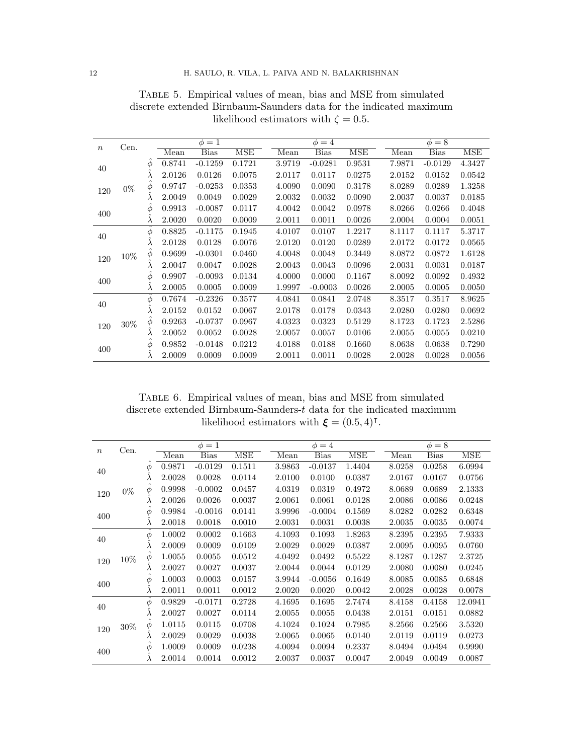Table 5. Empirical values of mean, bias and MSE from simulated discrete extended Birnbaum-Saunders data for the indicated maximum likelihood estimators with $\zeta = 0.5$.

| $n$ | Cen. | | $\phi = 1$ | | | $\phi = 4$ | | | $\phi = 8$ | | |
|---|---|---|---|---|---|---|---|---|---|---|---|
| | | | Mean | Bias | MSE | Mean | Bias | MSE | Mean | Bias | MSE |
| 40 | 0% | $\hat{\phi}$ | 0.8741 | -0.1259 | 0.1721 | 3.9719 | -0.0281 | 0.9531 | 7.9871 | -0.0129 | 4.3427 |
| | | $\hat{\lambda}$ | 2.0126 | 0.0126 | 0.0075 | 2.0117 | 0.0117 | 0.0275 | 2.0152 | 0.0152 | 0.0542 |
| 120 | | $\hat{\phi}$ | 0.9747 | -0.0253 | 0.0353 | 4.0090 | 0.0090 | 0.3178 | 8.0289 | 0.0289 | 1.3258 |
| | | $\hat{\lambda}$ | 2.0049 | 0.0049 | 0.0029 | 2.0032 | 0.0032 | 0.0090 | 2.0037 | 0.0037 | 0.0185 |
| 400 | | $\hat{\phi}$ | 0.9913 | -0.0087 | 0.0117 | 4.0042 | 0.0042 | 0.0978 | 8.0266 | 0.0266 | 0.4048 |
| | | $\hat{\lambda}$ | 2.0020 | 0.0020 | 0.0009 | 2.0011 | 0.0011 | 0.0026 | 2.0004 | 0.0004 | 0.0051 |
| 40 | 10% | $\hat{\phi}$ | 0.8825 | -0.1175 | 0.1945 | 4.0107 | 0.0107 | 1.2217 | 8.1117 | 0.1117 | 5.3717 |
| | | $\hat{\lambda}$ | 2.0128 | 0.0128 | 0.0076 | 2.0120 | 0.0120 | 0.0289 | 2.0172 | 0.0172 | 0.0565 |
| 120 | | $\hat{\phi}$ | 0.9699 | -0.0301 | 0.0460 | 4.0048 | 0.0048 | 0.3449 | 8.0872 | 0.0872 | 1.6128 |
| | | $\hat{\lambda}$ | 2.0047 | 0.0047 | 0.0028 | 2.0043 | 0.0043 | 0.0096 | 2.0031 | 0.0031 | 0.0187 |
| 400 | | $\hat{\phi}$ | 0.9907 | -0.0093 | 0.0134 | 4.0000 | 0.0000 | 0.1167 | 8.0092 | 0.0092 | 0.4932 |
| | | $\hat{\lambda}$ | 2.0005 | 0.0005 | 0.0009 | 1.9997 | -0.0003 | 0.0026 | 2.0005 | 0.0005 | 0.0050 |
| 40 | 30% | $\hat{\phi}$ | 0.7674 | -0.2326 | 0.3577 | 4.0841 | 0.0841 | 2.0748 | 8.3517 | 0.3517 | 8.9625 |
| | | $\hat{\lambda}$ | 2.0152 | 0.0152 | 0.0067 | 2.0178 | 0.0178 | 0.0343 | 2.0280 | 0.0280 | 0.0692 |
| 120 | | $\hat{\phi}$ | 0.9263 | -0.0737 | 0.0967 | 4.0323 | 0.0323 | 0.5129 | 8.1723 | 0.1723 | 2.5286 |
| | | $\hat{\lambda}$ | 2.0052 | 0.0052 | 0.0028 | 2.0057 | 0.0057 | 0.0106 | 2.0055 | 0.0055 | 0.0210 |
| 400 | | $\hat{\phi}$ | 0.9852 | -0.0148 | 0.0212 | 4.0188 | 0.0188 | 0.1660 | 8.0638 | 0.0638 | 0.7290 |
| | | $\hat{\lambda}$ | 2.0009 | 0.0009 | 0.0009 | 2.0011 | 0.0011 | 0.0028 | 2.0028 | 0.0028 | 0.0056 |

Table 6. Empirical values of mean, bias and MSE from simulated discrete extended Birnbaum-Saunders-$t$ data for the indicated maximum likelihood estimators with $\boldsymbol{\xi} = (0.5, 4)^{\intercal}$.

| $n$ | Cen. | | $\phi = 1$ | | | $\phi = 4$ | | | $\phi = 8$ | | |
|---|---|---|---|---|---|---|---|---|---|---|---|
| | | | Mean | Bias | MSE | Mean | Bias | MSE | Mean | Bias | MSE |
| 40 | 0% | $\hat{\phi}$ | 0.9871 | -0.0129 | 0.1511 | 3.9863 | -0.0137 | 1.4404 | 8.0258 | 0.0258 | 6.0994 |
| | | $\hat{\lambda}$ | 2.0028 | 0.0028 | 0.0114 | 2.0100 | 0.0100 | 0.0387 | 2.0167 | 0.0167 | 0.0756 |
| 120 | | $\hat{\phi}$ | 0.9998 | -0.0002 | 0.0457 | 4.0319 | 0.0319 | 0.4972 | 8.0689 | 0.0689 | 2.1333 |
| | | $\hat{\lambda}$ | 2.0026 | 0.0026 | 0.0037 | 2.0061 | 0.0061 | 0.0128 | 2.0086 | 0.0086 | 0.0248 |
| 400 | | $\hat{\phi}$ | 0.9984 | -0.0016 | 0.0141 | 3.9996 | -0.0004 | 0.1569 | 8.0282 | 0.0282 | 0.6348 |
| | | $\hat{\lambda}$ | 2.0018 | 0.0018 | 0.0010 | 2.0031 | 0.0031 | 0.0038 | 2.0035 | 0.0035 | 0.0074 |
| 40 | 10% | $\hat{\phi}$ | 1.0002 | 0.0002 | 0.1663 | 4.1093 | 0.1093 | 1.8263 | 8.2395 | 0.2395 | 7.9333 |
| | | $\hat{\lambda}$ | 2.0009 | 0.0009 | 0.0109 | 2.0029 | 0.0029 | 0.0387 | 2.0095 | 0.0095 | 0.0760 |
| 120 | | $\hat{\phi}$ | 1.0055 | 0.0055 | 0.0512 | 4.0492 | 0.0492 | 0.5522 | 8.1287 | 0.1287 | 2.3725 |
| | | $\hat{\lambda}$ | 2.0027 | 0.0027 | 0.0037 | 2.0044 | 0.0044 | 0.0129 | 2.0080 | 0.0080 | 0.0245 |
| 400 | | $\hat{\phi}$ | 1.0003 | 0.0003 | 0.0157 | 3.9944 | -0.0056 | 0.1649 | 8.0085 | 0.0085 | 0.6848 |
| | | $\hat{\lambda}$ | 2.0011 | 0.0011 | 0.0012 | 2.0020 | 0.0020 | 0.0042 | 2.0028 | 0.0028 | 0.0078 |
| 40 | 30% | $\hat{\phi}$ | 0.9829 | -0.0171 | 0.2728 | 4.1695 | 0.1695 | 2.7474 | 8.4158 | 0.4158 | 12.0941 |
| | | $\hat{\lambda}$ | 2.0027 | 0.0027 | 0.0114 | 2.0055 | 0.0055 | 0.0438 | 2.0151 | 0.0151 | 0.0882 |
| 120 | | $\hat{\phi}$ | 1.0115 | 0.0115 | 0.0708 | 4.1024 | 0.1024 | 0.7985 | 8.2566 | 0.2566 | 3.5320 |
| | | $\hat{\lambda}$ | 2.0029 | 0.0029 | 0.0038 | 2.0065 | 0.0065 | 0.0140 | 2.0119 | 0.0119 | 0.0273 |
| 400 | | $\hat{\phi}$ | 1.0009 | 0.0009 | 0.0238 | 4.0094 | 0.0094 | 0.2337 | 8.0494 | 0.0494 | 0.9990 |
| | | $\hat{\lambda}$ | 2.0014 | 0.0014 | 0.0012 | 2.0037 | 0.0037 | 0.0047 | 2.0049 | 0.0049 | 0.0087 |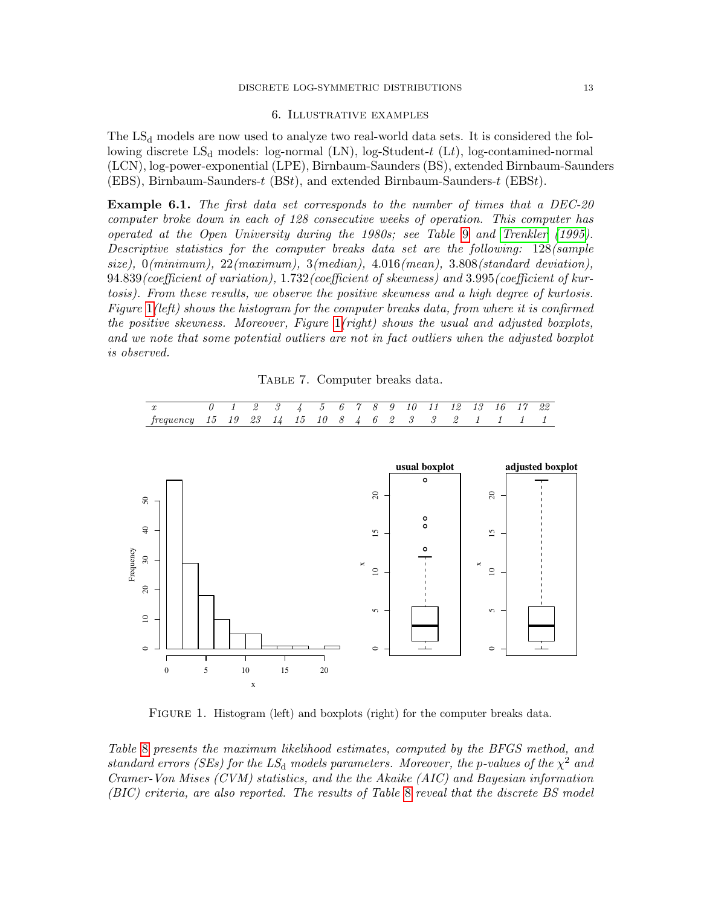## 6. Illustrative examples

The $\text{LS}_\text{d}$ models are now used to analyze two real-world data sets. It is considered the following discrete $\text{LS}_\text{d}$ models: log-normal (LN), log-Student-$t$ (L$t$), log-contamined-normal (LCN), log-power-exponential (LPE), Birnbaum-Saunders (BS), extended Birnbaum-Saunders (EBS), Birnbaum-Saunders-$t$ (BS$t$), and extended Birnbaum-Saunders-$t$ (EBS$t$).

**Example 6.1.** *The first data set corresponds to the number of times that a DEC-20 computer broke down in each of 128 consecutive weeks of operation. This computer has operated at the Open University during the 1980s; see Table 9 and Trenkler (1995). Descriptive statistics for the computer breaks data set are the following:* 128*(sample size),* 0*(minimum),* 22*(maximum),* 3*(median),* 4.016*(mean),* 3.808*(standard deviation),* 94.839*(coefficient of variation),* 1.732*(coefficient of skewness) and* 3.995*(coefficient of kurtosis). From these results, we observe the positive skewness and a high degree of kurtosis. Figure 1(left) shows the histogram for the computer breaks data, from where it is confirmed the positive skewness. Moreover, Figure 1(right) shows the usual and adjusted boxplots, and we note that some potential outliers are not in fact outliers when the adjusted boxplot is observed.*

Table 7. Computer breaks data.

| $x$ | 0 | 1 | 2 | 3 | 4 | 5 | 6 | 7 | 8 | 9 | 10 | 11 | 12 | 13 | 16 | 17 | 22 |
|---|---|---|---|---|---|---|---|---|---|---|---|---|---|---|---|---|---|
| *frequency* | 15 | 19 | 23 | 14 | 15 | 10 | 8 | 4 | 6 | 2 | 3 | 3 | 2 | 1 | 1 | 1 | 1 |

Figure 1. Histogram (left) and boxplots (right) for the computer breaks data.

*Table 8 presents the maximum likelihood estimates, computed by the BFGS method, and standard errors (SEs) for the $LS_\text{d}$ models parameters. Moreover, the p-values of the $\chi^2$ and Cramer-Von Mises (CVM) statistics, and the the Akaike (AIC) and Bayesian information (BIC) criteria, are also reported. The results of Table 8 reveal that the discrete BS model*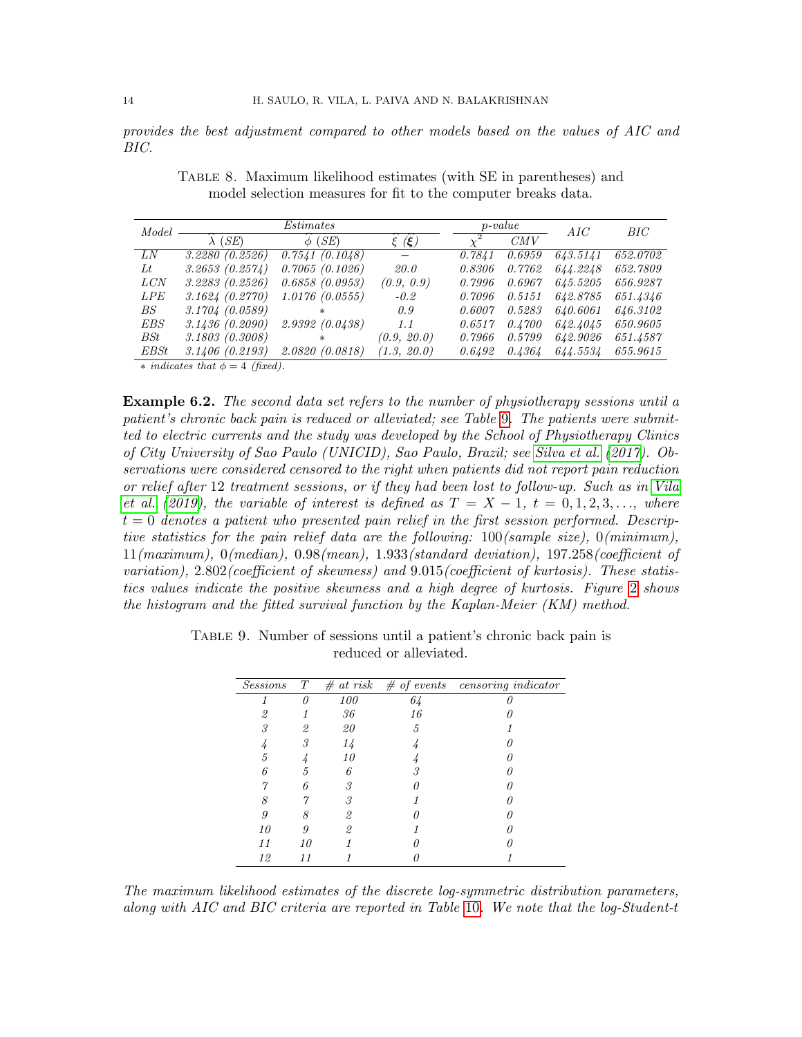*provides the best adjustment compared to other models based on the values of AIC and BIC.*

Table 8. Maximum likelihood estimates (with SE in parentheses) and model selection measures for fit to the computer breaks data.

| *Model* | *Estimates* | | | *p-value* | | *AIC* | *BIC* |
|---|---|---|---|---|---|---|---|
| | $\widehat{\lambda}$ (*SE*) | $\widehat{\phi}$ (*SE*) | $\widehat{\xi}$ ($\widehat{\boldsymbol{\xi}}$) | $\chi^2$ | *CMV* | | |
| *LN* | *3.2280 (0.2526)* | *0.7541 (0.1048)* | − | *0.7841* | *0.6959* | *643.5141* | *652.0702* |
| *Lt* | *3.2653 (0.2574)* | *0.7065 (0.1026)* | *20.0* | *0.8306* | *0.7762* | *644.2248* | *652.7809* |
| *LCN* | *3.2283 (0.2526)* | *0.6858 (0.0953)* | *(0.9, 0.9)* | *0.7996* | *0.6967* | *645.5205* | *656.9287* |
| *LPE* | *3.1624 (0.2770)* | *1.0176 (0.0555)* | *-0.2* | *0.7096* | *0.5151* | *642.8785* | *651.4346* |
| *BS* | *3.1704 (0.0589)* | ∗ | *0.9* | *0.6007* | *0.5283* | *640.6061* | *646.3102* |
| *EBS* | *3.1436 (0.2090)* | *2.9392 (0.0438)* | *1.1* | *0.6517* | *0.4700* | *642.4045* | *650.9605* |
| *BSt* | *3.1803 (0.3008)* | ∗ | *(0.9, 20.0)* | *0.7966* | *0.5799* | *642.9026* | *651.4587* |
| *EBSt* | *3.1406 (0.2193)* | *2.0820 (0.0818)* | *(1.3, 20.0)* | *0.6492* | *0.4364* | *644.5534* | *655.9615* |

∗ *indicates that* $\phi = 4$ *(fixed).*

**Example 6.2.** *The second data set refers to the number of physiotherapy sessions until a patient's chronic back pain is reduced or alleviated; see Table 9. The patients were submitted to electric currents and the study was developed by the School of Physiotherapy Clinics of City University of Sao Paulo (UNICID), Sao Paulo, Brazil; see Silva et al. (2017). Observations were considered censored to the right when patients did not report pain reduction or relief after* 12 *treatment sessions, or if they had been lost to follow-up. Such as in Vila et al. (2019), the variable of interest is defined as* $T = X - 1$, $t = 0, 1, 2, 3, \ldots$, *where* $t = 0$ *denotes a patient who presented pain relief in the first session performed. Descriptive statistics for the pain relief data are the following:* 100*(sample size),* 0*(minimum),* 11*(maximum),* 0*(median),* 0.98*(mean),* 1.933*(standard deviation),* 197.258*(coefficient of variation),* 2.802*(coefficient of skewness) and* 9.015*(coefficient of kurtosis). These statistics values indicate the positive skewness and a high degree of kurtosis. Figure 2 shows the histogram and the fitted survival function by the Kaplan-Meier (KM) method.*

Table 9. Number of sessions until a patient's chronic back pain is reduced or alleviated.

| *Sessions* | *T* | *# at risk* | *# of events* | *censoring indicator* |
|---|---|---|---|---|
| *1* | *0* | *100* | *64* | *0* |
| *2* | *1* | *36* | *16* | *0* |
| *3* | *2* | *20* | *5* | *1* |
| *4* | *3* | *14* | *4* | *0* |
| *5* | *4* | *10* | *4* | *0* |
| *6* | *5* | *6* | *3* | *0* |
| *7* | *6* | *3* | *0* | *0* |
| *8* | *7* | *3* | *1* | *0* |
| *9* | *8* | *2* | *0* | *0* |
| *10* | *9* | *2* | *1* | *0* |
| *11* | *10* | *1* | *0* | *0* |
| *12* | *11* | *1* | *0* | *1* |

*The maximum likelihood estimates of the discrete log-symmetric distribution parameters, along with AIC and BIC criteria are reported in Table 10. We note that the log-Student-t*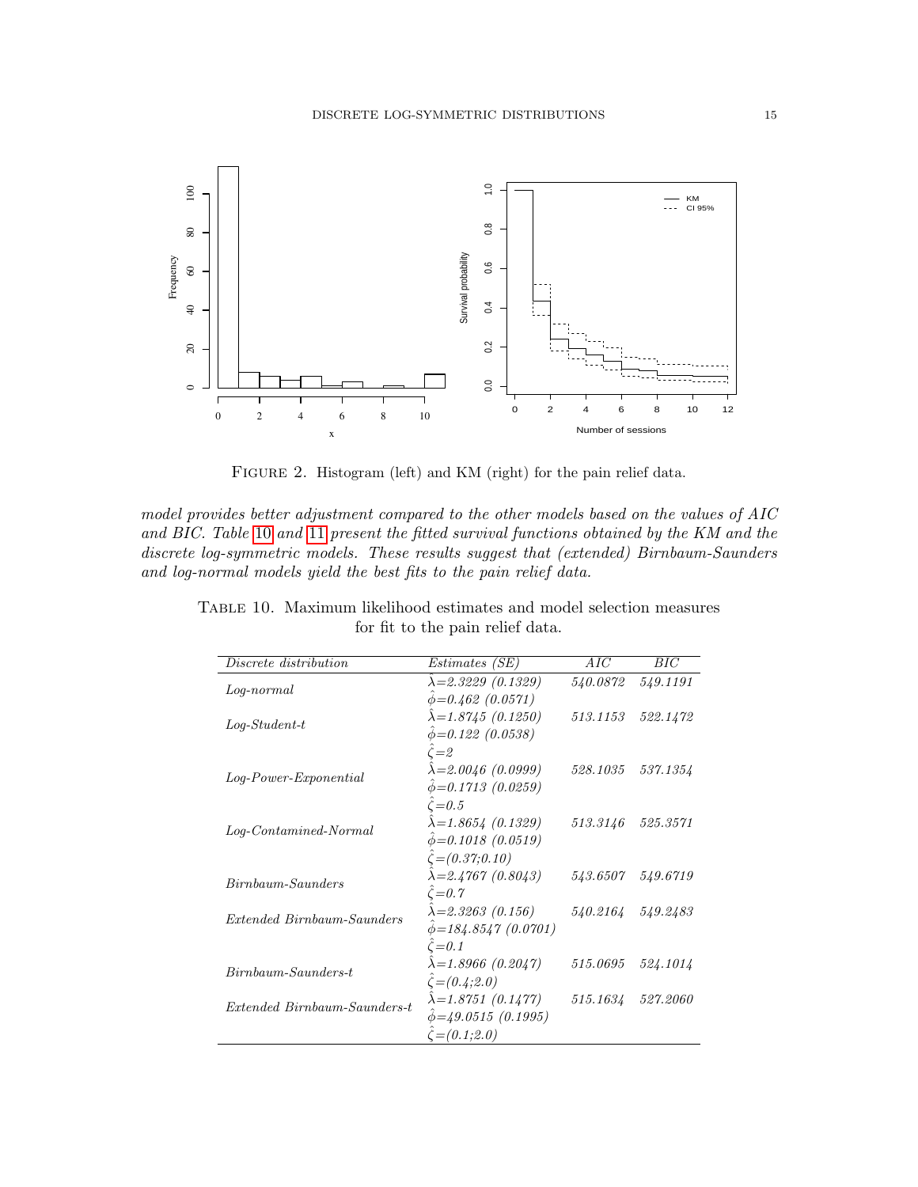FIGURE 2. Histogram (left) and KM (right) for the pain relief data.

*model provides better adjustment compared to the other models based on the values of AIC and BIC. Table 10 and 11 present the fitted survival functions obtained by the KM and the discrete log-symmetric models. These results suggest that (extended) Birnbaum-Saunders and log-normal models yield the best fits to the pain relief data.*

TABLE 10. Maximum likelihood estimates and model selection measures for fit to the pain relief data.

| *Discrete distribution* | *Estimates (SE)* | *AIC* | *BIC* |
|---|---|---|---|
| *Log-normal* | $\hat{\lambda}$=2.3229 (0.1329) | 540.0872 | 549.1191 |
| | $\hat{\phi}$=0.462 (0.0571) | | |
| *Log-Student-t* | $\hat{\lambda}$=1.8745 (0.1250) | 513.1153 | 522.1472 |
| | $\hat{\phi}$=0.122 (0.0538) | | |
| | $\hat{\zeta}$=2 | | |
| *Log-Power-Exponential* | $\hat{\lambda}$=2.0046 (0.0999) | 528.1035 | 537.1354 |
| | $\hat{\phi}$=0.1713 (0.0259) | | |
| | $\hat{\zeta}$=0.5 | | |
| *Log-Contamined-Normal* | $\hat{\lambda}$=1.8654 (0.1329) | 513.3146 | 525.3571 |
| | $\hat{\phi}$=0.1018 (0.0519) | | |
| | $\hat{\zeta}$=(0.37;0.10) | | |
| *Birnbaum-Saunders* | $\hat{\lambda}$=2.4767 (0.8043) | 543.6507 | 549.6719 |
| | $\hat{\zeta}$=0.7 | | |
| *Extended Birnbaum-Saunders* | $\hat{\lambda}$=2.3263 (0.156) | 540.2164 | 549.2483 |
| | $\hat{\phi}$=184.8547 (0.0701) | | |
| | $\hat{\zeta}$=0.1 | | |
| *Birnbaum-Saunders-t* | $\hat{\lambda}$=1.8966 (0.2047) | 515.0695 | 524.1014 |
| | $\hat{\zeta}$=(0.4;2.0) | | |
| *Extended Birnbaum-Saunders-t* | $\hat{\lambda}$=1.8751 (0.1477) | 515.1634 | 527.2060 |
| | $\hat{\phi}$=49.0515 (0.1995) | | |
| | $\hat{\zeta}$=(0.1;2.0) | | |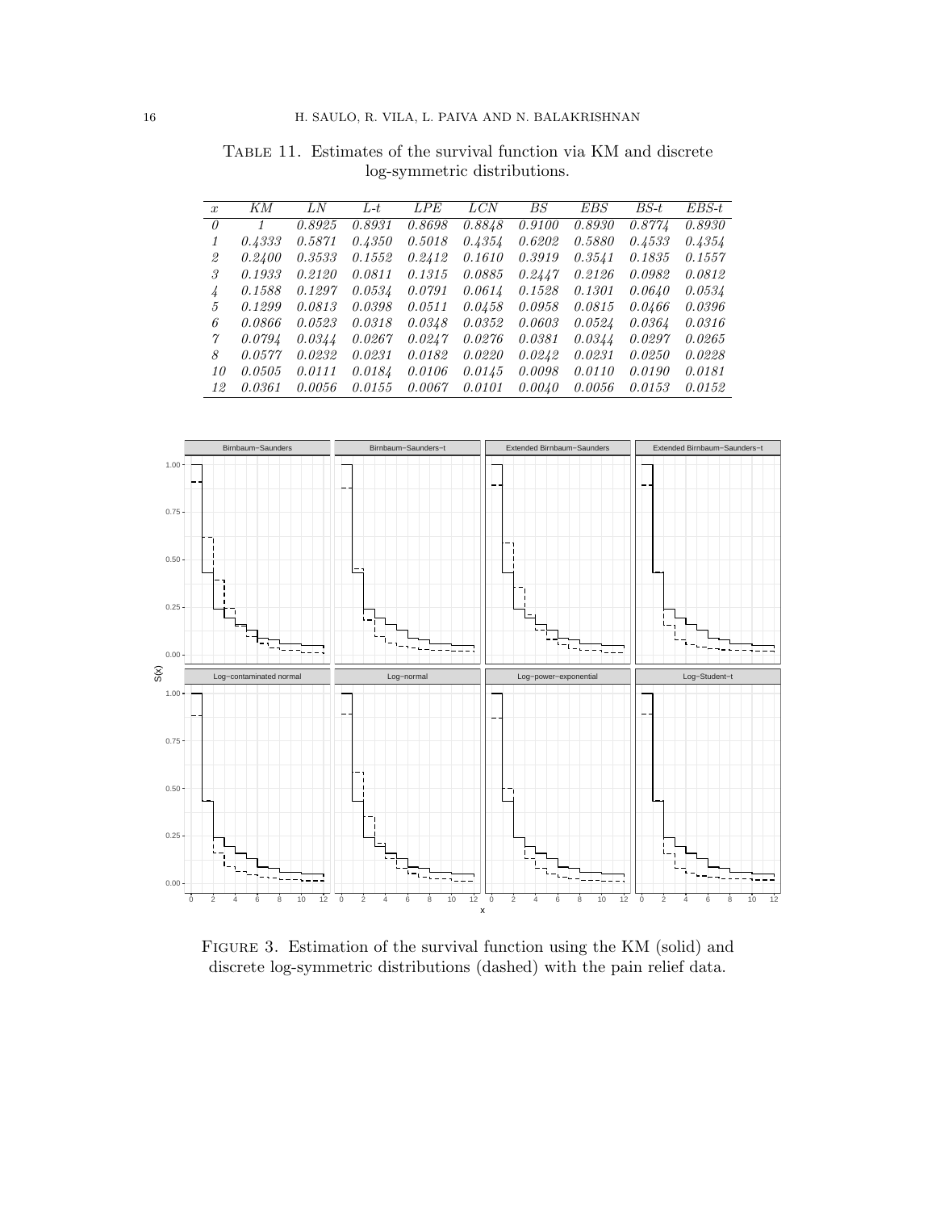Table 11. Estimates of the survival function via KM and discrete log-symmetric distributions.

| $x$ | KM | LN | L-t | LPE | LCN | BS | EBS | BS-t | EBS-t |
|---|---|---|---|---|---|---|---|---|---|
| 0 | 1 | 0.8925 | 0.8931 | 0.8698 | 0.8848 | 0.9100 | 0.8930 | 0.8774 | 0.8930 |
| 1 | 0.4333 | 0.5871 | 0.4350 | 0.5018 | 0.4354 | 0.6202 | 0.5880 | 0.4533 | 0.4354 |
| 2 | 0.2400 | 0.3533 | 0.1552 | 0.2412 | 0.1610 | 0.3919 | 0.3541 | 0.1835 | 0.1557 |
| 3 | 0.1933 | 0.2120 | 0.0811 | 0.1315 | 0.0885 | 0.2447 | 0.2126 | 0.0982 | 0.0812 |
| 4 | 0.1588 | 0.1297 | 0.0534 | 0.0791 | 0.0614 | 0.1528 | 0.1301 | 0.0640 | 0.0534 |
| 5 | 0.1299 | 0.0813 | 0.0398 | 0.0511 | 0.0458 | 0.0958 | 0.0815 | 0.0466 | 0.0396 |
| 6 | 0.0866 | 0.0523 | 0.0318 | 0.0348 | 0.0352 | 0.0603 | 0.0524 | 0.0364 | 0.0316 |
| 7 | 0.0794 | 0.0344 | 0.0267 | 0.0247 | 0.0276 | 0.0381 | 0.0344 | 0.0297 | 0.0265 |
| 8 | 0.0577 | 0.0232 | 0.0231 | 0.0182 | 0.0220 | 0.0242 | 0.0231 | 0.0250 | 0.0228 |
| 10 | 0.0505 | 0.0111 | 0.0184 | 0.0106 | 0.0145 | 0.0098 | 0.0110 | 0.0190 | 0.0181 |
| 12 | 0.0361 | 0.0056 | 0.0155 | 0.0067 | 0.0101 | 0.0040 | 0.0056 | 0.0153 | 0.0152 |

Figure 3. Estimation of the survival function using the KM (solid) and discrete log-symmetric distributions (dashed) with the pain relief data.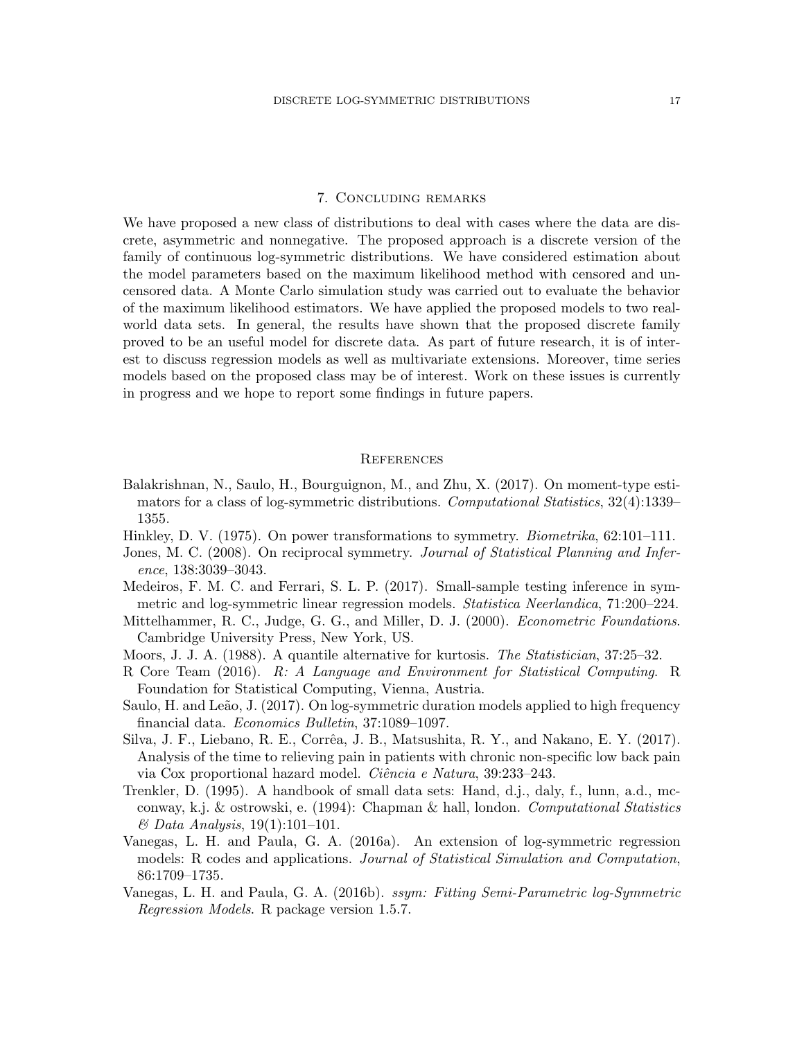## 7. Concluding remarks

We have proposed a new class of distributions to deal with cases where the data are discrete, asymmetric and nonnegative. The proposed approach is a discrete version of the family of continuous log-symmetric distributions. We have considered estimation about the model parameters based on the maximum likelihood method with censored and uncensored data. A Monte Carlo simulation study was carried out to evaluate the behavior of the maximum likelihood estimators. We have applied the proposed models to two real-world data sets. In general, the results have shown that the proposed discrete family proved to be an useful model for discrete data. As part of future research, it is of interest to discuss regression models as well as multivariate extensions. Moreover, time series models based on the proposed class may be of interest. Work on these issues is currently in progress and we hope to report some findings in future papers.

## References

Balakrishnan, N., Saulo, H., Bourguignon, M., and Zhu, X. (2017). On moment-type estimators for a class of log-symmetric distributions. *Computational Statistics*, 32(4):1339–1355.

Hinkley, D. V. (1975). On power transformations to symmetry. *Biometrika*, 62:101–111.

Jones, M. C. (2008). On reciprocal symmetry. *Journal of Statistical Planning and Inference*, 138:3039–3043.

Medeiros, F. M. C. and Ferrari, S. L. P. (2017). Small-sample testing inference in symmetric and log-symmetric linear regression models. *Statistica Neerlandica*, 71:200–224.

Mittelhammer, R. C., Judge, G. G., and Miller, D. J. (2000). *Econometric Foundations*. Cambridge University Press, New York, US.

Moors, J. J. A. (1988). A quantile alternative for kurtosis. *The Statistician*, 37:25–32.

R Core Team (2016). *R: A Language and Environment for Statistical Computing*. R Foundation for Statistical Computing, Vienna, Austria.

Saulo, H. and Leão, J. (2017). On log-symmetric duration models applied to high frequency financial data. *Economics Bulletin*, 37:1089–1097.

Silva, J. F., Liebano, R. E., Corrêa, J. B., Matsushita, R. Y., and Nakano, E. Y. (2017). Analysis of the time to relieving pain in patients with chronic non-specific low back pain via Cox proportional hazard model. *Ciência e Natura*, 39:233–243.

Trenkler, D. (1995). A handbook of small data sets: Hand, d.j., daly, f., lunn, a.d., mcconway, k.j. & ostrowski, e. (1994): Chapman & hall, london. *Computational Statistics & Data Analysis*, 19(1):101–101.

Vanegas, L. H. and Paula, G. A. (2016a). An extension of log-symmetric regression models: R codes and applications. *Journal of Statistical Simulation and Computation*, 86:1709–1735.

Vanegas, L. H. and Paula, G. A. (2016b). *ssym: Fitting Semi-Parametric log-Symmetric Regression Models*. R package version 1.5.7.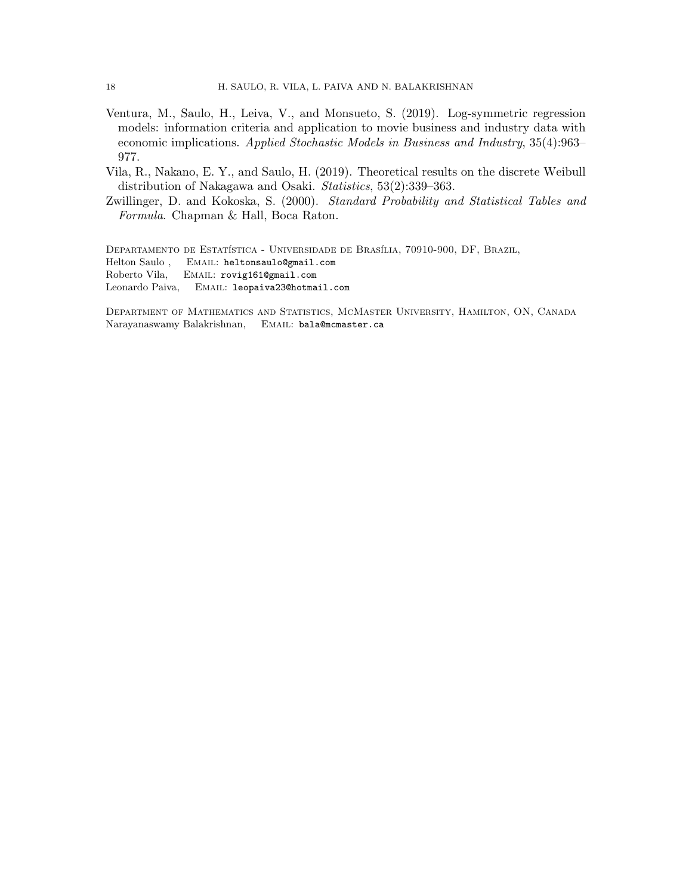Ventura, M., Saulo, H., Leiva, V., and Monsueto, S. (2019). Log-symmetric regression models: information criteria and application to movie business and industry data with economic implications. *Applied Stochastic Models in Business and Industry*, 35(4):963–977.

Vila, R., Nakano, E. Y., and Saulo, H. (2019). Theoretical results on the discrete Weibull distribution of Nakagawa and Osaki. *Statistics*, 53(2):339–363.

Zwillinger, D. and Kokoska, S. (2000). *Standard Probability and Statistical Tables and Formula*. Chapman & Hall, Boca Raton.

Departamento de Estatística - Universidade de Brasília, 70910-900, DF, Brazil,
Helton Saulo , Email: `heltonsaulo@gmail.com`
Roberto Vila, Email: `rovig161@gmail.com`
Leonardo Paiva, Email: `leopaiva23@hotmail.com`

Department of Mathematics and Statistics, McMaster University, Hamilton, ON, Canada
Narayanaswamy Balakrishnan, Email: `bala@mcmaster.ca`